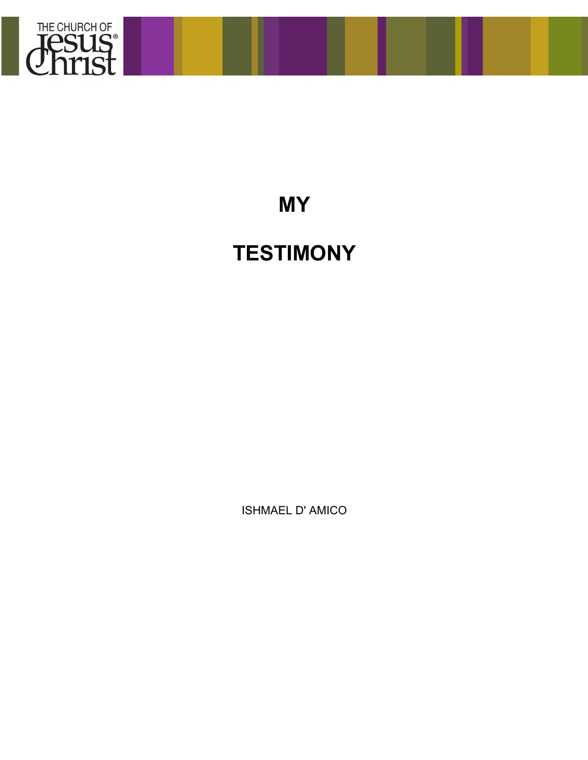THE CHURCH OF Jesus Christ®

# MY

# TESTIMONY

ISHMAEL D' AMICO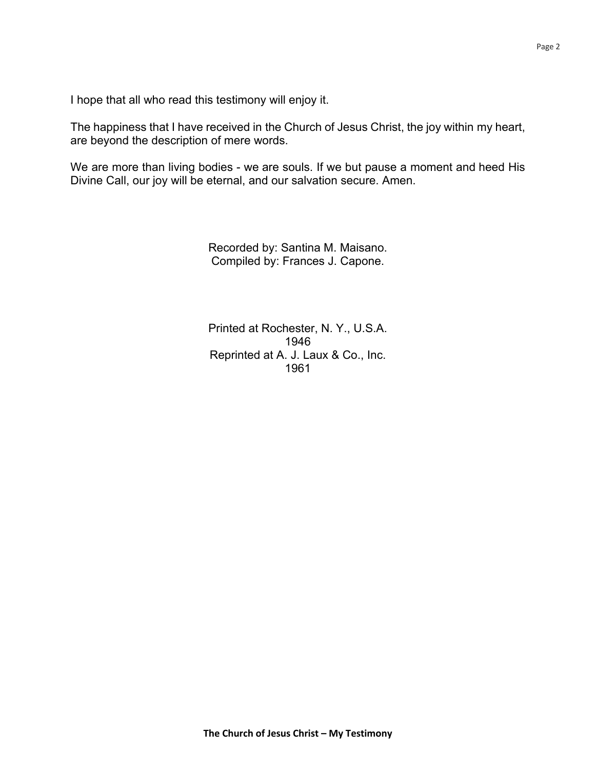I hope that all who read this testimony will enjoy it.

The happiness that I have received in the Church of Jesus Christ, the joy within my heart, are beyond the description of mere words.

We are more than living bodies - we are souls. If we but pause a moment and heed His Divine Call, our joy will be eternal, and our salvation secure. Amen.

Recorded by: Santina M. Maisano.
Compiled by: Frances J. Capone.

Printed at Rochester, N. Y., U.S.A.
1946
Reprinted at A. J. Laux & Co., Inc.
1961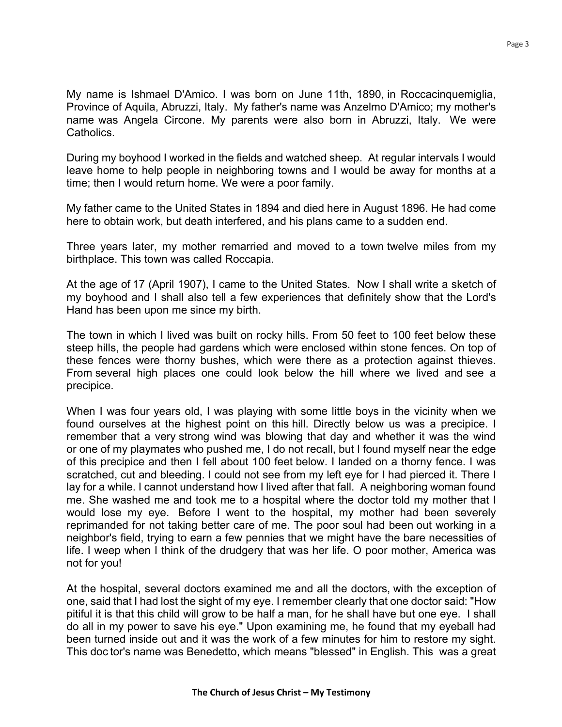My name is Ishmael D'Amico. I was born on June 11th, 1890, in Roccacinquemiglia, Province of Aquila, Abruzzi, Italy. My father's name was Anzelmo D'Amico; my mother's name was Angela Circone. My parents were also born in Abruzzi, Italy. We were Catholics.

During my boyhood I worked in the fields and watched sheep. At regular intervals I would leave home to help people in neighboring towns and I would be away for months at a time; then I would return home. We were a poor family.

My father came to the United States in 1894 and died here in August 1896. He had come here to obtain work, but death interfered, and his plans came to a sudden end.

Three years later, my mother remarried and moved to a town twelve miles from my birthplace. This town was called Roccapia.

At the age of 17 (April 1907), I came to the United States. Now I shall write a sketch of my boyhood and I shall also tell a few experiences that definitely show that the Lord's Hand has been upon me since my birth.

The town in which I lived was built on rocky hills. From 50 feet to 100 feet below these steep hills, the people had gardens which were enclosed within stone fences. On top of these fences were thorny bushes, which were there as a protection against thieves. From several high places one could look below the hill where we lived and see a precipice.

When I was four years old, I was playing with some little boys in the vicinity when we found ourselves at the highest point on this hill. Directly below us was a precipice. I remember that a very strong wind was blowing that day and whether it was the wind or one of my playmates who pushed me, I do not recall, but I found myself near the edge of this precipice and then I fell about 100 feet below. I landed on a thorny fence. I was scratched, cut and bleeding. I could not see from my left eye for I had pierced it. There I lay for a while. I cannot understand how I lived after that fall. A neighboring woman found me. She washed me and took me to a hospital where the doctor told my mother that I would lose my eye. Before I went to the hospital, my mother had been severely reprimanded for not taking better care of me. The poor soul had been out working in a neighbor's field, trying to earn a few pennies that we might have the bare necessities of life. I weep when I think of the drudgery that was her life. O poor mother, America was not for you!

At the hospital, several doctors examined me and all the doctors, with the exception of one, said that I had lost the sight of my eye. I remember clearly that one doctor said: "How pitiful it is that this child will grow to be half a man, for he shall have but one eye. I shall do all in my power to save his eye." Upon examining me, he found that my eyeball had been turned inside out and it was the work of a few minutes for him to restore my sight. This doctor's name was Benedetto, which means "blessed" in English. This was a great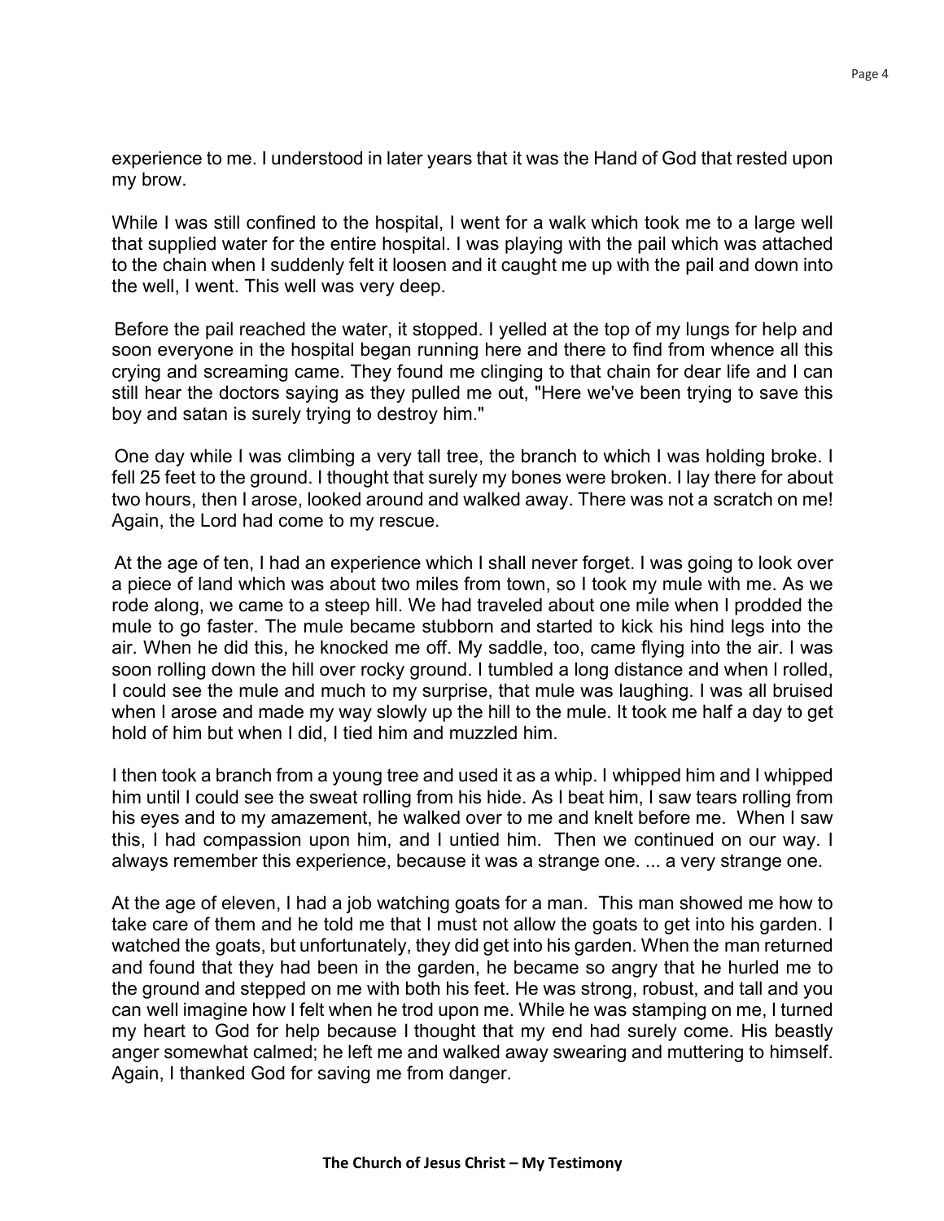experience to me. I understood in later years that it was the Hand of God that rested upon my brow.

While I was still confined to the hospital, I went for a walk which took me to a large well that supplied water for the entire hospital. I was playing with the pail which was attached to the chain when I suddenly felt it loosen and it caught me up with the pail and down into the well, I went. This well was very deep.

Before the pail reached the water, it stopped. I yelled at the top of my lungs for help and soon everyone in the hospital began running here and there to find from whence all this crying and screaming came. They found me clinging to that chain for dear life and I can still hear the doctors saying as they pulled me out, "Here we've been trying to save this boy and satan is surely trying to destroy him."

One day while I was climbing a very tall tree, the branch to which I was holding broke. I fell 25 feet to the ground. I thought that surely my bones were broken. I lay there for about two hours, then I arose, looked around and walked away. There was not a scratch on me! Again, the Lord had come to my rescue.

At the age of ten, I had an experience which I shall never forget. I was going to look over a piece of land which was about two miles from town, so I took my mule with me. As we rode along, we came to a steep hill. We had traveled about one mile when I prodded the mule to go faster. The mule became stubborn and started to kick his hind legs into the air. When he did this, he knocked me off. My saddle, too, came flying into the air. I was soon rolling down the hill over rocky ground. I tumbled a long distance and when I rolled, I could see the mule and much to my surprise, that mule was laughing. I was all bruised when I arose and made my way slowly up the hill to the mule. It took me half a day to get hold of him but when I did, I tied him and muzzled him.

I then took a branch from a young tree and used it as a whip. I whipped him and I whipped him until I could see the sweat rolling from his hide. As I beat him, I saw tears rolling from his eyes and to my amazement, he walked over to me and knelt before me. When I saw this, I had compassion upon him, and I untied him. Then we continued on our way. I always remember this experience, because it was a strange one. ... a very strange one.

At the age of eleven, I had a job watching goats for a man. This man showed me how to take care of them and he told me that I must not allow the goats to get into his garden. I watched the goats, but unfortunately, they did get into his garden. When the man returned and found that they had been in the garden, he became so angry that he hurled me to the ground and stepped on me with both his feet. He was strong, robust, and tall and you can well imagine how I felt when he trod upon me. While he was stamping on me, I turned my heart to God for help because I thought that my end had surely come. His beastly anger somewhat calmed; he left me and walked away swearing and muttering to himself. Again, I thanked God for saving me from danger.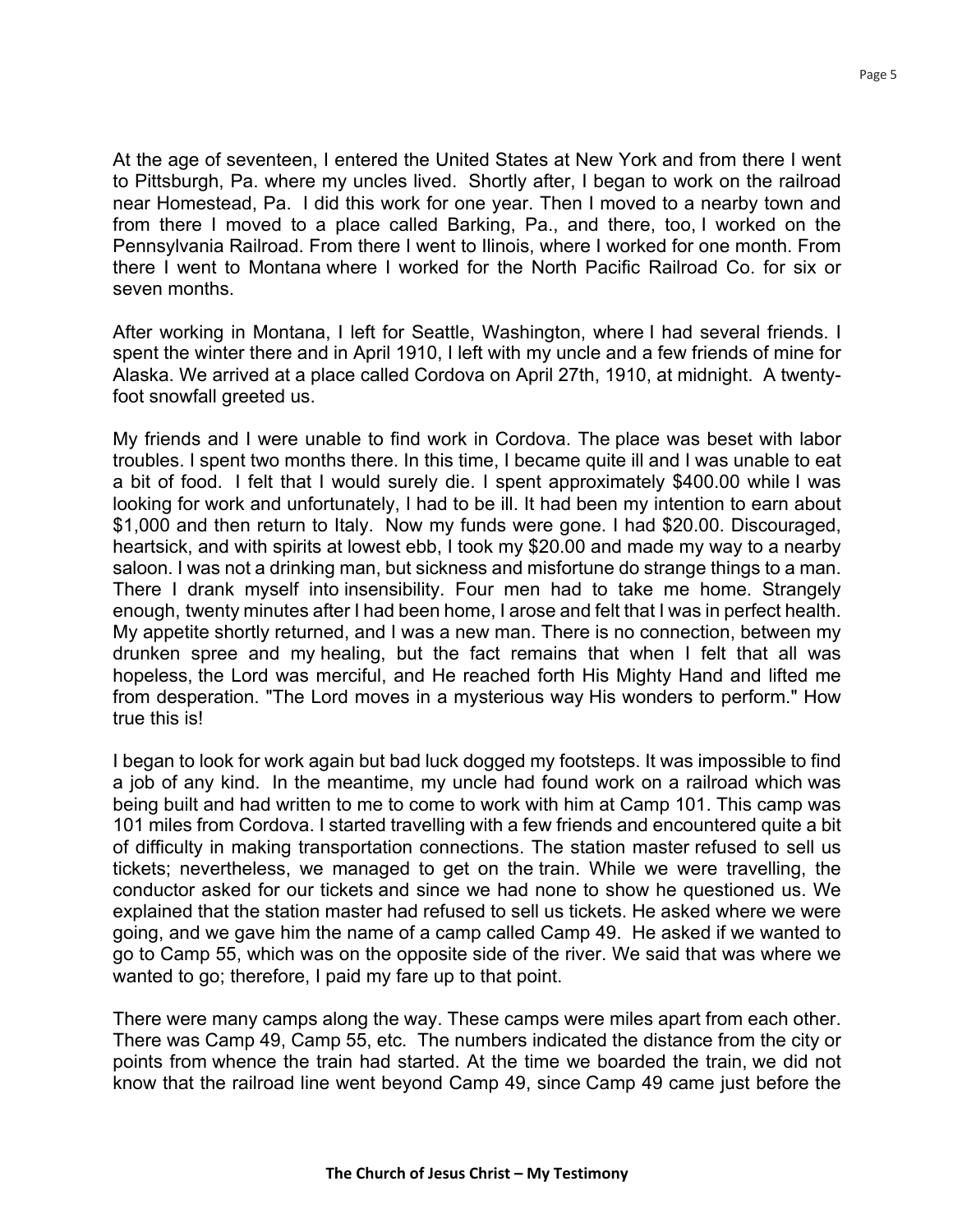At the age of seventeen, I entered the United States at New York and from there I went to Pittsburgh, Pa. where my uncles lived. Shortly after, I began to work on the railroad near Homestead, Pa. I did this work for one year. Then I moved to a nearby town and from there I moved to a place called Barking, Pa., and there, too, I worked on the Pennsylvania Railroad. From there I went to Ilinois, where I worked for one month. From there I went to Montana where I worked for the North Pacific Railroad Co. for six or seven months.

After working in Montana, I left for Seattle, Washington, where I had several friends. I spent the winter there and in April 1910, I left with my uncle and a few friends of mine for Alaska. We arrived at a place called Cordova on April 27th, 1910, at midnight. A twenty-foot snowfall greeted us.

My friends and I were unable to find work in Cordova. The place was beset with labor troubles. I spent two months there. In this time, I became quite ill and I was unable to eat a bit of food. I felt that I would surely die. I spent approximately $400.00 while I was looking for work and unfortunately, I had to be ill. It had been my intention to earn about $1,000 and then return to Italy. Now my funds were gone. I had $20.00. Discouraged, heartsick, and with spirits at lowest ebb, I took my $20.00 and made my way to a nearby saloon. I was not a drinking man, but sickness and misfortune do strange things to a man. There I drank myself into insensibility. Four men had to take me home. Strangely enough, twenty minutes after I had been home, I arose and felt that I was in perfect health. My appetite shortly returned, and I was a new man. There is no connection, between my drunken spree and my healing, but the fact remains that when I felt that all was hopeless, the Lord was merciful, and He reached forth His Mighty Hand and lifted me from desperation. "The Lord moves in a mysterious way His wonders to perform." How true this is!

I began to look for work again but bad luck dogged my footsteps. It was impossible to find a job of any kind. In the meantime, my uncle had found work on a railroad which was being built and had written to me to come to work with him at Camp 101. This camp was 101 miles from Cordova. I started travelling with a few friends and encountered quite a bit of difficulty in making transportation connections. The station master refused to sell us tickets; nevertheless, we managed to get on the train. While we were travelling, the conductor asked for our tickets and since we had none to show he questioned us. We explained that the station master had refused to sell us tickets. He asked where we were going, and we gave him the name of a camp called Camp 49. He asked if we wanted to go to Camp 55, which was on the opposite side of the river. We said that was where we wanted to go; therefore, I paid my fare up to that point.

There were many camps along the way. These camps were miles apart from each other. There was Camp 49, Camp 55, etc. The numbers indicated the distance from the city or points from whence the train had started. At the time we boarded the train, we did not know that the railroad line went beyond Camp 49, since Camp 49 came just before the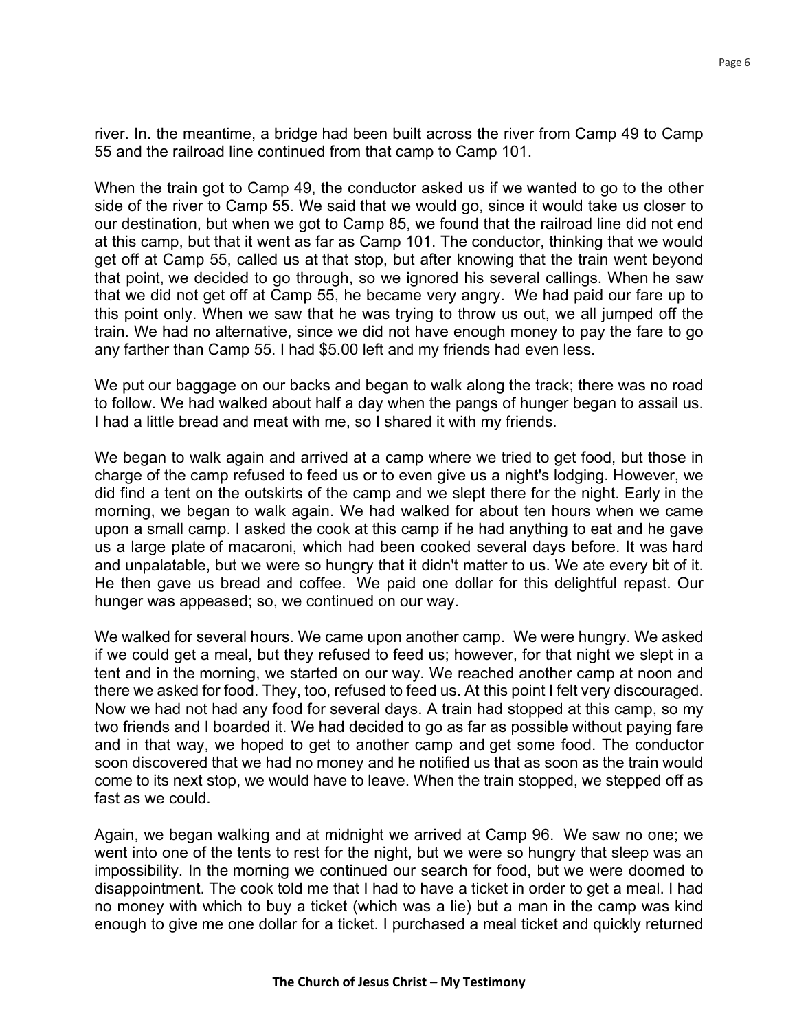river. In. the meantime, a bridge had been built across the river from Camp 49 to Camp 55 and the railroad line continued from that camp to Camp 101.

When the train got to Camp 49, the conductor asked us if we wanted to go to the other side of the river to Camp 55. We said that we would go, since it would take us closer to our destination, but when we got to Camp 85, we found that the railroad line did not end at this camp, but that it went as far as Camp 101. The conductor, thinking that we would get off at Camp 55, called us at that stop, but after knowing that the train went beyond that point, we decided to go through, so we ignored his several callings. When he saw that we did not get off at Camp 55, he became very angry. We had paid our fare up to this point only. When we saw that he was trying to throw us out, we all jumped off the train. We had no alternative, since we did not have enough money to pay the fare to go any farther than Camp 55. I had $5.00 left and my friends had even less.

We put our baggage on our backs and began to walk along the track; there was no road to follow. We had walked about half a day when the pangs of hunger began to assail us. I had a little bread and meat with me, so I shared it with my friends.

We began to walk again and arrived at a camp where we tried to get food, but those in charge of the camp refused to feed us or to even give us a night's lodging. However, we did find a tent on the outskirts of the camp and we slept there for the night. Early in the morning, we began to walk again. We had walked for about ten hours when we came upon a small camp. I asked the cook at this camp if he had anything to eat and he gave us a large plate of macaroni, which had been cooked several days before. It was hard and unpalatable, but we were so hungry that it didn't matter to us. We ate every bit of it. He then gave us bread and coffee. We paid one dollar for this delightful repast. Our hunger was appeased; so, we continued on our way.

We walked for several hours. We came upon another camp. We were hungry. We asked if we could get a meal, but they refused to feed us; however, for that night we slept in a tent and in the morning, we started on our way. We reached another camp at noon and there we asked for food. They, too, refused to feed us. At this point I felt very discouraged. Now we had not had any food for several days. A train had stopped at this camp, so my two friends and I boarded it. We had decided to go as far as possible without paying fare and in that way, we hoped to get to another camp and get some food. The conductor soon discovered that we had no money and he notified us that as soon as the train would come to its next stop, we would have to leave. When the train stopped, we stepped off as fast as we could.

Again, we began walking and at midnight we arrived at Camp 96. We saw no one; we went into one of the tents to rest for the night, but we were so hungry that sleep was an impossibility. In the morning we continued our search for food, but we were doomed to disappointment. The cook told me that I had to have a ticket in order to get a meal. I had no money with which to buy a ticket (which was a lie) but a man in the camp was kind enough to give me one dollar for a ticket. I purchased a meal ticket and quickly returned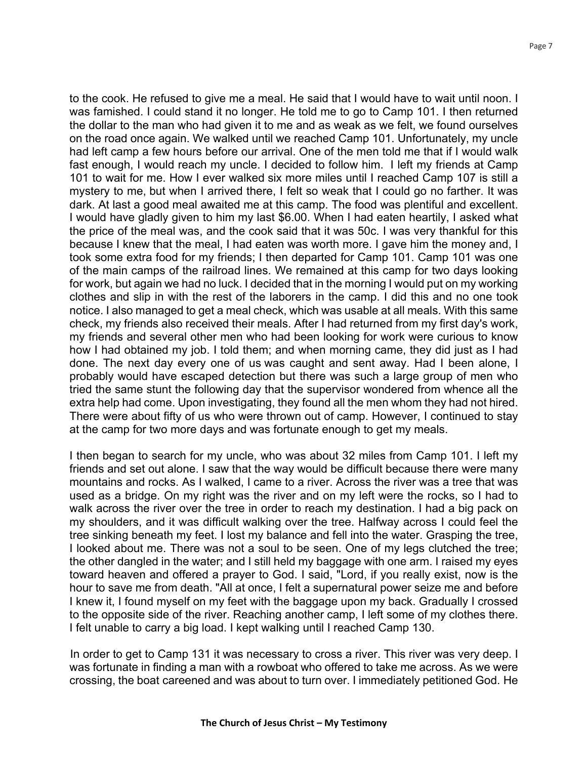to the cook. He refused to give me a meal. He said that I would have to wait until noon. I was famished. I could stand it no longer. He told me to go to Camp 101. I then returned the dollar to the man who had given it to me and as weak as we felt, we found ourselves on the road once again. We walked until we reached Camp 101. Unfortunately, my uncle had left camp a few hours before our arrival. One of the men told me that if I would walk fast enough, I would reach my uncle. I decided to follow him. I left my friends at Camp 101 to wait for me. How I ever walked six more miles until I reached Camp 107 is still a mystery to me, but when I arrived there, I felt so weak that I could go no farther. It was dark. At last a good meal awaited me at this camp. The food was plentiful and excellent. I would have gladly given to him my last $6.00. When I had eaten heartily, I asked what the price of the meal was, and the cook said that it was 50c. I was very thankful for this because I knew that the meal, I had eaten was worth more. I gave him the money and, I took some extra food for my friends; I then departed for Camp 101. Camp 101 was one of the main camps of the railroad lines. We remained at this camp for two days looking for work, but again we had no luck. I decided that in the morning I would put on my working clothes and slip in with the rest of the laborers in the camp. I did this and no one took notice. I also managed to get a meal check, which was usable at all meals. With this same check, my friends also received their meals. After I had returned from my first day's work, my friends and several other men who had been looking for work were curious to know how I had obtained my job. I told them; and when morning came, they did just as I had done. The next day every one of us was caught and sent away. Had I been alone, I probably would have escaped detection but there was such a large group of men who tried the same stunt the following day that the supervisor wondered from whence all the extra help had come. Upon investigating, they found all the men whom they had not hired. There were about fifty of us who were thrown out of camp. However, I continued to stay at the camp for two more days and was fortunate enough to get my meals.

I then began to search for my uncle, who was about 32 miles from Camp 101. I left my friends and set out alone. I saw that the way would be difficult because there were many mountains and rocks. As I walked, I came to a river. Across the river was a tree that was used as a bridge. On my right was the river and on my left were the rocks, so I had to walk across the river over the tree in order to reach my destination. I had a big pack on my shoulders, and it was difficult walking over the tree. Halfway across I could feel the tree sinking beneath my feet. I lost my balance and fell into the water. Grasping the tree, I looked about me. There was not a soul to be seen. One of my legs clutched the tree; the other dangled in the water; and I still held my baggage with one arm. I raised my eyes toward heaven and offered a prayer to God. I said, "Lord, if you really exist, now is the hour to save me from death. "All at once, I felt a supernatural power seize me and before I knew it, I found myself on my feet with the baggage upon my back. Gradually I crossed to the opposite side of the river. Reaching another camp, I left some of my clothes there. I felt unable to carry a big load. I kept walking until I reached Camp 130.

In order to get to Camp 131 it was necessary to cross a river. This river was very deep. I was fortunate in finding a man with a rowboat who offered to take me across. As we were crossing, the boat careened and was about to turn over. I immediately petitioned God. He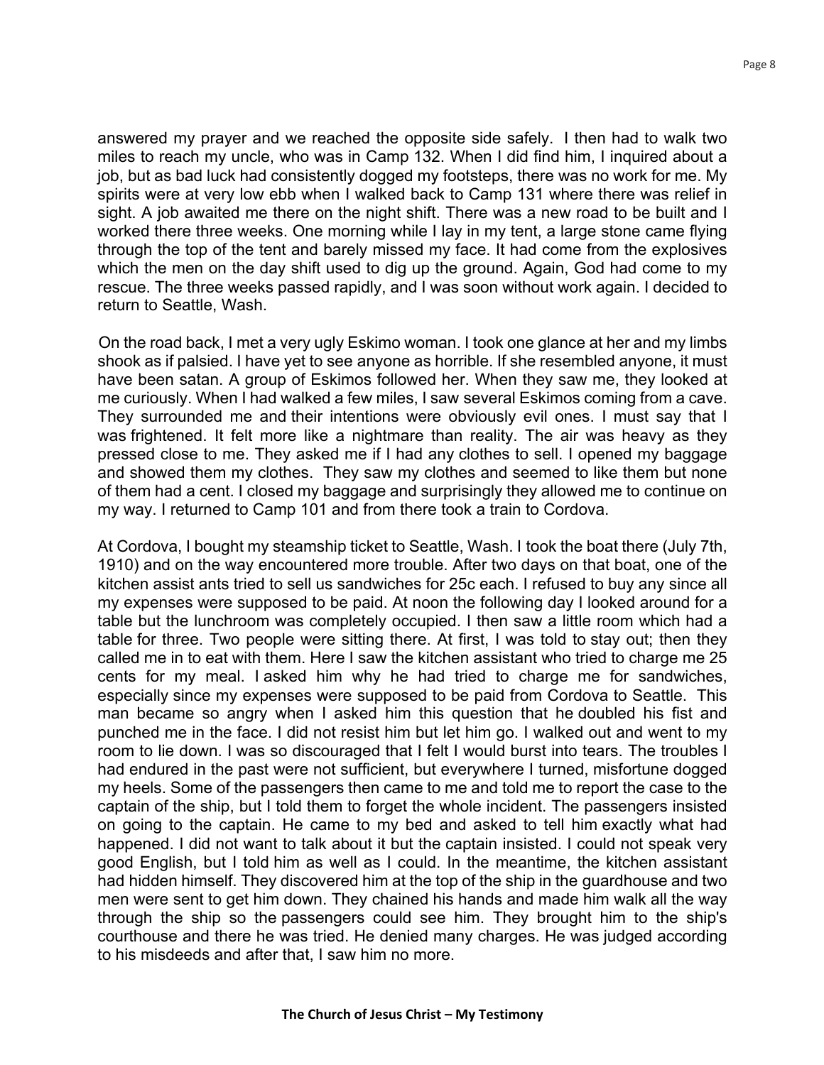answered my prayer and we reached the opposite side safely. I then had to walk two miles to reach my uncle, who was in Camp 132. When I did find him, I inquired about a job, but as bad luck had consistently dogged my footsteps, there was no work for me. My spirits were at very low ebb when I walked back to Camp 131 where there was relief in sight. A job awaited me there on the night shift. There was a new road to be built and I worked there three weeks. One morning while I lay in my tent, a large stone came flying through the top of the tent and barely missed my face. It had come from the explosives which the men on the day shift used to dig up the ground. Again, God had come to my rescue. The three weeks passed rapidly, and I was soon without work again. I decided to return to Seattle, Wash.

On the road back, I met a very ugly Eskimo woman. I took one glance at her and my limbs shook as if palsied. I have yet to see anyone as horrible. If she resembled anyone, it must have been satan. A group of Eskimos followed her. When they saw me, they looked at me curiously. When I had walked a few miles, I saw several Eskimos coming from a cave. They surrounded me and their intentions were obviously evil ones. I must say that I was frightened. It felt more like a nightmare than reality. The air was heavy as they pressed close to me. They asked me if I had any clothes to sell. I opened my baggage and showed them my clothes. They saw my clothes and seemed to like them but none of them had a cent. I closed my baggage and surprisingly they allowed me to continue on my way. I returned to Camp 101 and from there took a train to Cordova.

At Cordova, I bought my steamship ticket to Seattle, Wash. I took the boat there (July 7th, 1910) and on the way encountered more trouble. After two days on that boat, one of the kitchen assist ants tried to sell us sandwiches for 25c each. I refused to buy any since all my expenses were supposed to be paid. At noon the following day I looked around for a table but the lunchroom was completely occupied. I then saw a little room which had a table for three. Two people were sitting there. At first, I was told to stay out; then they called me in to eat with them. Here I saw the kitchen assistant who tried to charge me 25 cents for my meal. I asked him why he had tried to charge me for sandwiches, especially since my expenses were supposed to be paid from Cordova to Seattle. This man became so angry when I asked him this question that he doubled his fist and punched me in the face. I did not resist him but let him go. I walked out and went to my room to lie down. I was so discouraged that I felt I would burst into tears. The troubles I had endured in the past were not sufficient, but everywhere I turned, misfortune dogged my heels. Some of the passengers then came to me and told me to report the case to the captain of the ship, but I told them to forget the whole incident. The passengers insisted on going to the captain. He came to my bed and asked to tell him exactly what had happened. I did not want to talk about it but the captain insisted. I could not speak very good English, but I told him as well as I could. In the meantime, the kitchen assistant had hidden himself. They discovered him at the top of the ship in the guardhouse and two men were sent to get him down. They chained his hands and made him walk all the way through the ship so the passengers could see him. They brought him to the ship's courthouse and there he was tried. He denied many charges. He was judged according to his misdeeds and after that, I saw him no more.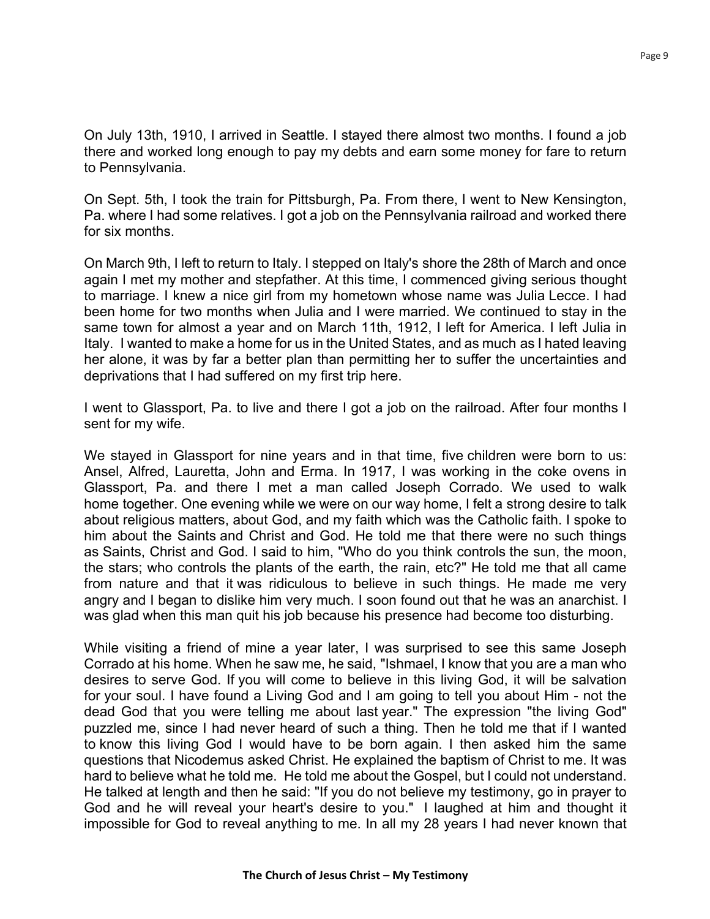On July 13th, 1910, I arrived in Seattle. I stayed there almost two months. I found a job there and worked long enough to pay my debts and earn some money for fare to return to Pennsylvania.

On Sept. 5th, I took the train for Pittsburgh, Pa. From there, I went to New Kensington, Pa. where I had some relatives. I got a job on the Pennsylvania railroad and worked there for six months.

On March 9th, I left to return to Italy. I stepped on Italy's shore the 28th of March and once again I met my mother and stepfather. At this time, I commenced giving serious thought to marriage. I knew a nice girl from my hometown whose name was Julia Lecce. I had been home for two months when Julia and I were married. We continued to stay in the same town for almost a year and on March 11th, 1912, I left for America. I left Julia in Italy. I wanted to make a home for us in the United States, and as much as I hated leaving her alone, it was by far a better plan than permitting her to suffer the uncertainties and deprivations that I had suffered on my first trip here.

I went to Glassport, Pa. to live and there I got a job on the railroad. After four months I sent for my wife.

We stayed in Glassport for nine years and in that time, five children were born to us: Ansel, Alfred, Lauretta, John and Erma. In 1917, I was working in the coke ovens in Glassport, Pa. and there I met a man called Joseph Corrado. We used to walk home together. One evening while we were on our way home, I felt a strong desire to talk about religious matters, about God, and my faith which was the Catholic faith. I spoke to him about the Saints and Christ and God. He told me that there were no such things as Saints, Christ and God. I said to him, "Who do you think controls the sun, the moon, the stars; who controls the plants of the earth, the rain, etc?" He told me that all came from nature and that it was ridiculous to believe in such things. He made me very angry and I began to dislike him very much. I soon found out that he was an anarchist. I was glad when this man quit his job because his presence had become too disturbing.

While visiting a friend of mine a year later, I was surprised to see this same Joseph Corrado at his home. When he saw me, he said, "Ishmael, I know that you are a man who desires to serve God. If you will come to believe in this living God, it will be salvation for your soul. I have found a Living God and I am going to tell you about Him - not the dead God that you were telling me about last year." The expression "the living God" puzzled me, since I had never heard of such a thing. Then he told me that if I wanted to know this living God I would have to be born again. I then asked him the same questions that Nicodemus asked Christ. He explained the baptism of Christ to me. It was hard to believe what he told me. He told me about the Gospel, but I could not understand. He talked at length and then he said: "If you do not believe my testimony, go in prayer to God and he will reveal your heart's desire to you." I laughed at him and thought it impossible for God to reveal anything to me. In all my 28 years I had never known that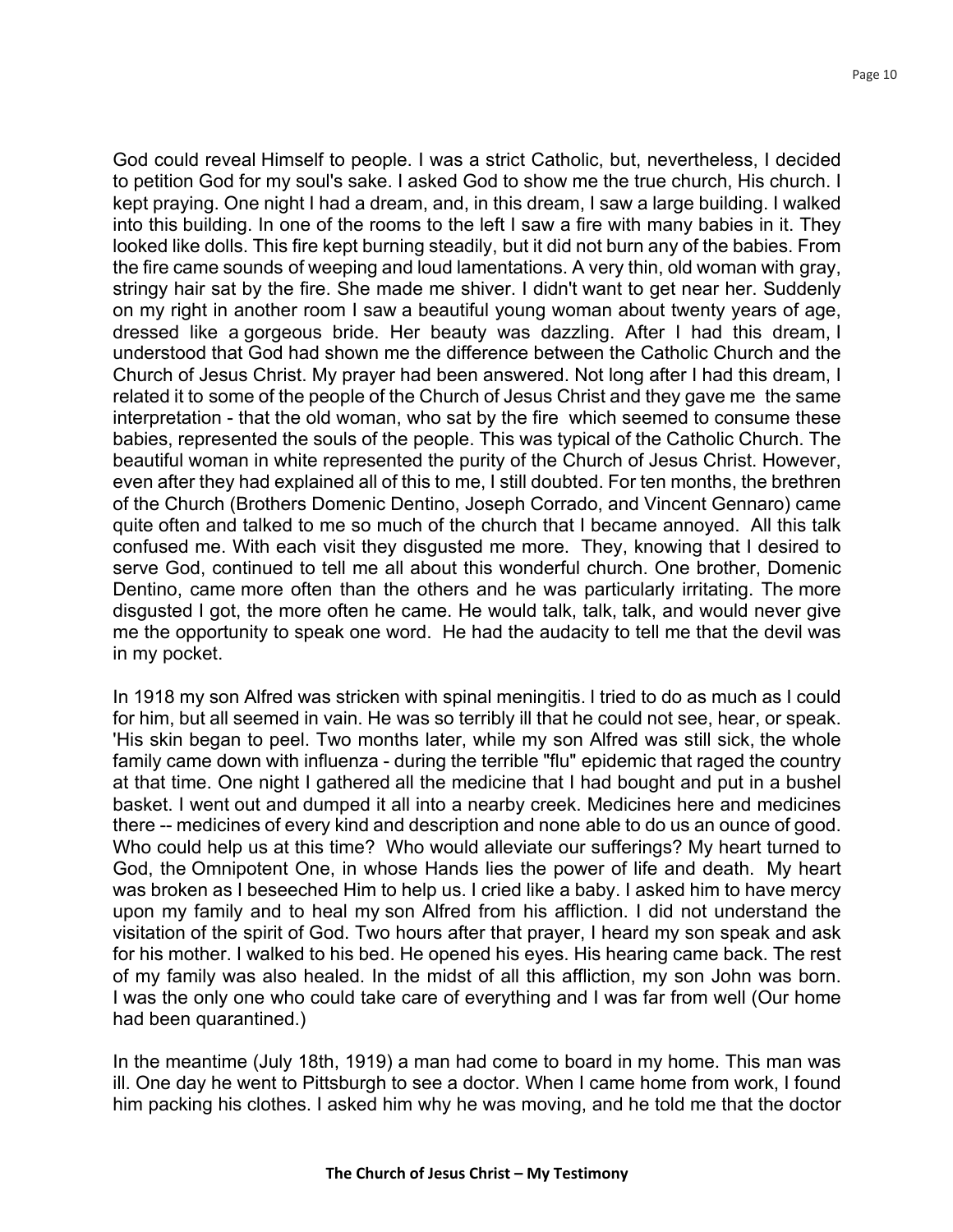God could reveal Himself to people. I was a strict Catholic, but, nevertheless, I decided to petition God for my soul's sake. I asked God to show me the true church, His church. I kept praying. One night I had a dream, and, in this dream, I saw a large building. I walked into this building. In one of the rooms to the left I saw a fire with many babies in it. They looked like dolls. This fire kept burning steadily, but it did not burn any of the babies. From the fire came sounds of weeping and loud lamentations. A very thin, old woman with gray, stringy hair sat by the fire. She made me shiver. I didn't want to get near her. Suddenly on my right in another room I saw a beautiful young woman about twenty years of age, dressed like a gorgeous bride. Her beauty was dazzling. After I had this dream, I understood that God had shown me the difference between the Catholic Church and the Church of Jesus Christ. My prayer had been answered. Not long after I had this dream, I related it to some of the people of the Church of Jesus Christ and they gave me the same interpretation - that the old woman, who sat by the fire which seemed to consume these babies, represented the souls of the people. This was typical of the Catholic Church. The beautiful woman in white represented the purity of the Church of Jesus Christ. However, even after they had explained all of this to me, I still doubted. For ten months, the brethren of the Church (Brothers Domenic Dentino, Joseph Corrado, and Vincent Gennaro) came quite often and talked to me so much of the church that I became annoyed. All this talk confused me. With each visit they disgusted me more. They, knowing that I desired to serve God, continued to tell me all about this wonderful church. One brother, Domenic Dentino, came more often than the others and he was particularly irritating. The more disgusted I got, the more often he came. He would talk, talk, talk, and would never give me the opportunity to speak one word. He had the audacity to tell me that the devil was in my pocket.

In 1918 my son Alfred was stricken with spinal meningitis. I tried to do as much as I could for him, but all seemed in vain. He was so terribly ill that he could not see, hear, or speak. 'His skin began to peel. Two months later, while my son Alfred was still sick, the whole family came down with influenza - during the terrible "flu" epidemic that raged the country at that time. One night I gathered all the medicine that I had bought and put in a bushel basket. I went out and dumped it all into a nearby creek. Medicines here and medicines there -- medicines of every kind and description and none able to do us an ounce of good. Who could help us at this time? Who would alleviate our sufferings? My heart turned to God, the Omnipotent One, in whose Hands lies the power of life and death. My heart was broken as I beseeched Him to help us. I cried like a baby. I asked him to have mercy upon my family and to heal my son Alfred from his affliction. I did not understand the visitation of the spirit of God. Two hours after that prayer, I heard my son speak and ask for his mother. I walked to his bed. He opened his eyes. His hearing came back. The rest of my family was also healed. In the midst of all this affliction, my son John was born. I was the only one who could take care of everything and I was far from well (Our home had been quarantined.)

In the meantime (July 18th, 1919) a man had come to board in my home. This man was ill. One day he went to Pittsburgh to see a doctor. When I came home from work, I found him packing his clothes. I asked him why he was moving, and he told me that the doctor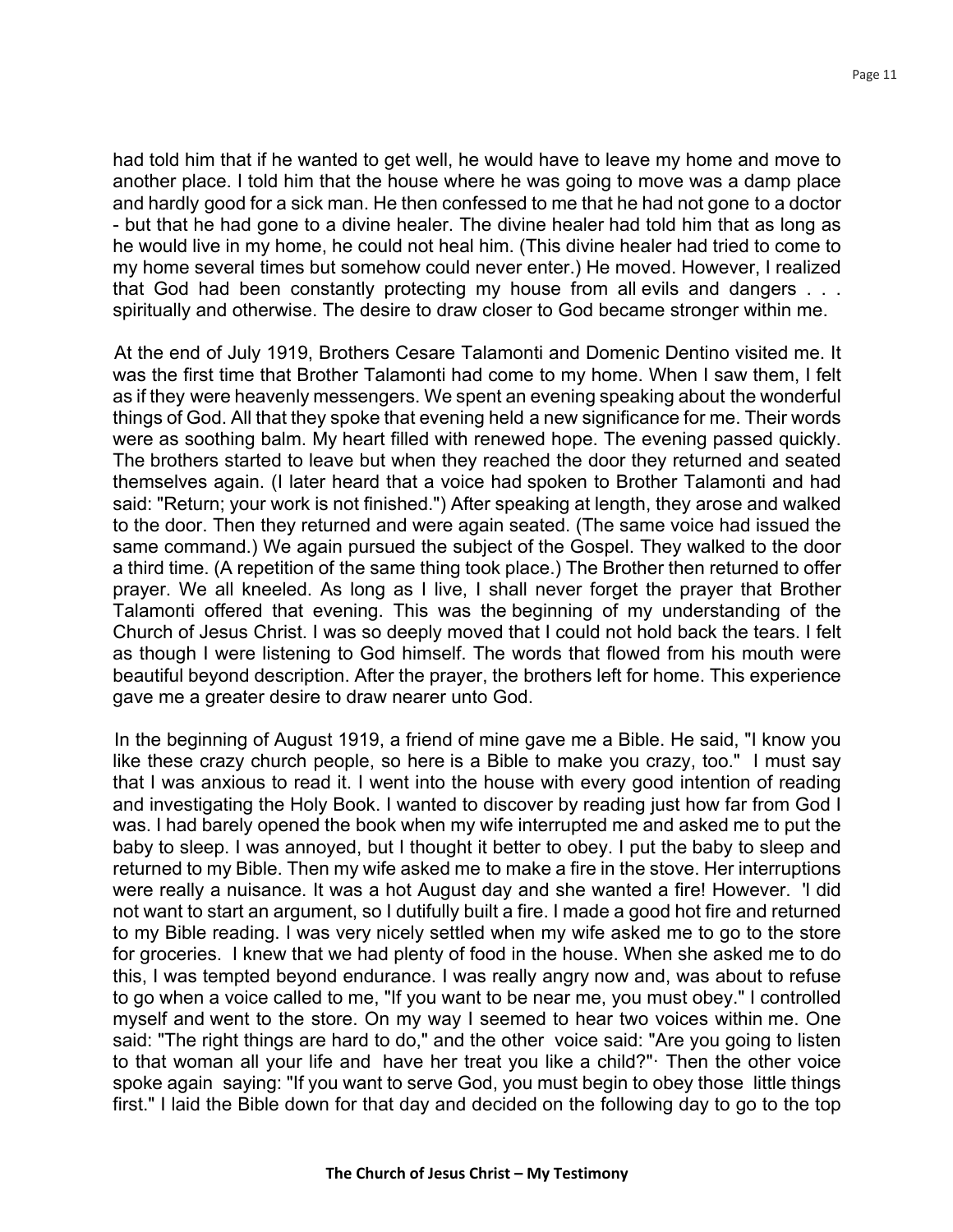had told him that if he wanted to get well, he would have to leave my home and move to another place. I told him that the house where he was going to move was a damp place and hardly good for a sick man. He then confessed to me that he had not gone to a doctor - but that he had gone to a divine healer. The divine healer had told him that as long as he would live in my home, he could not heal him. (This divine healer had tried to come to my home several times but somehow could never enter.) He moved. However, I realized that God had been constantly protecting my house from all evils and dangers . . . spiritually and otherwise. The desire to draw closer to God became stronger within me.

At the end of July 1919, Brothers Cesare Talamonti and Domenic Dentino visited me. It was the first time that Brother Talamonti had come to my home. When I saw them, I felt as if they were heavenly messengers. We spent an evening speaking about the wonderful things of God. All that they spoke that evening held a new significance for me. Their words were as soothing balm. My heart filled with renewed hope. The evening passed quickly. The brothers started to leave but when they reached the door they returned and seated themselves again. (I later heard that a voice had spoken to Brother Talamonti and had said: "Return; your work is not finished.") After speaking at length, they arose and walked to the door. Then they returned and were again seated. (The same voice had issued the same command.) We again pursued the subject of the Gospel. They walked to the door a third time. (A repetition of the same thing took place.) The Brother then returned to offer prayer. We all kneeled. As long as I live, I shall never forget the prayer that Brother Talamonti offered that evening. This was the beginning of my understanding of the Church of Jesus Christ. I was so deeply moved that I could not hold back the tears. I felt as though I were listening to God himself. The words that flowed from his mouth were beautiful beyond description. After the prayer, the brothers left for home. This experience gave me a greater desire to draw nearer unto God.

In the beginning of August 1919, a friend of mine gave me a Bible. He said, "I know you like these crazy church people, so here is a Bible to make you crazy, too." I must say that I was anxious to read it. I went into the house with every good intention of reading and investigating the Holy Book. I wanted to discover by reading just how far from God I was. I had barely opened the book when my wife interrupted me and asked me to put the baby to sleep. I was annoyed, but I thought it better to obey. I put the baby to sleep and returned to my Bible. Then my wife asked me to make a fire in the stove. Her interruptions were really a nuisance. It was a hot August day and she wanted a fire! However. 'I did not want to start an argument, so I dutifully built a fire. I made a good hot fire and returned to my Bible reading. I was very nicely settled when my wife asked me to go to the store for groceries. I knew that we had plenty of food in the house. When she asked me to do this, I was tempted beyond endurance. I was really angry now and, was about to refuse to go when a voice called to me, "If you want to be near me, you must obey." I controlled myself and went to the store. On my way I seemed to hear two voices within me. One said: "The right things are hard to do," and the other voice said: "Are you going to listen to that woman all your life and have her treat you like a child?"· Then the other voice spoke again saying: "If you want to serve God, you must begin to obey those little things first." I laid the Bible down for that day and decided on the following day to go to the top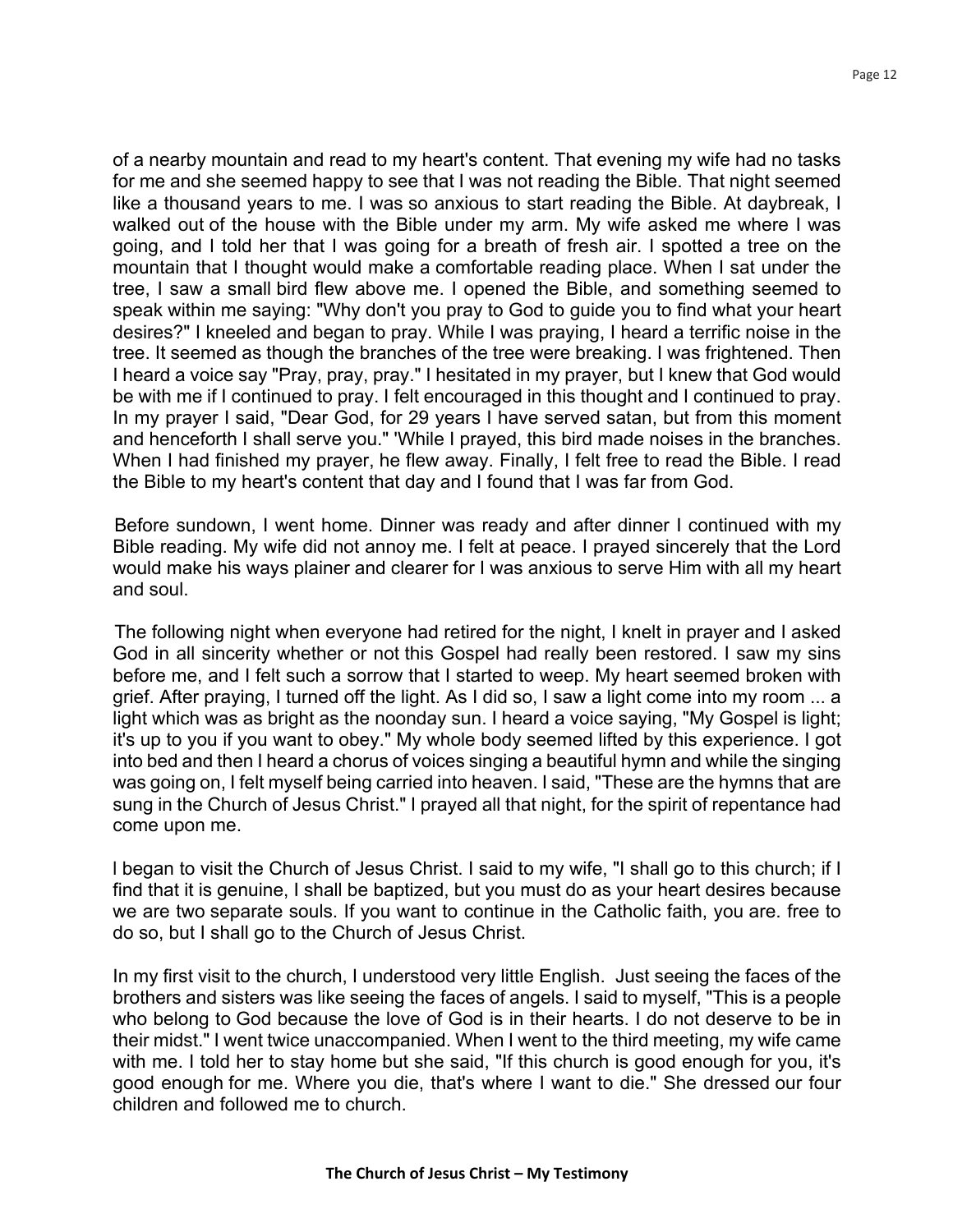of a nearby mountain and read to my heart's content. That evening my wife had no tasks for me and she seemed happy to see that I was not reading the Bible. That night seemed like a thousand years to me. I was so anxious to start reading the Bible. At daybreak, I walked out of the house with the Bible under my arm. My wife asked me where I was going, and I told her that I was going for a breath of fresh air. I spotted a tree on the mountain that I thought would make a comfortable reading place. When I sat under the tree, I saw a small bird flew above me. I opened the Bible, and something seemed to speak within me saying: "Why don't you pray to God to guide you to find what your heart desires?" I kneeled and began to pray. While I was praying, I heard a terrific noise in the tree. It seemed as though the branches of the tree were breaking. I was frightened. Then I heard a voice say "Pray, pray, pray." I hesitated in my prayer, but I knew that God would be with me if I continued to pray. I felt encouraged in this thought and I continued to pray. In my prayer I said, "Dear God, for 29 years I have served satan, but from this moment and henceforth I shall serve you." 'While I prayed, this bird made noises in the branches. When I had finished my prayer, he flew away. Finally, I felt free to read the Bible. I read the Bible to my heart's content that day and I found that I was far from God.

Before sundown, I went home. Dinner was ready and after dinner I continued with my Bible reading. My wife did not annoy me. I felt at peace. I prayed sincerely that the Lord would make his ways plainer and clearer for I was anxious to serve Him with all my heart and soul.

The following night when everyone had retired for the night, I knelt in prayer and I asked God in all sincerity whether or not this Gospel had really been restored. I saw my sins before me, and I felt such a sorrow that I started to weep. My heart seemed broken with grief. After praying, I turned off the light. As I did so, I saw a light come into my room ... a light which was as bright as the noonday sun. I heard a voice saying, "My Gospel is light; it's up to you if you want to obey." My whole body seemed lifted by this experience. I got into bed and then I heard a chorus of voices singing a beautiful hymn and while the singing was going on, I felt myself being carried into heaven. I said, "These are the hymns that are sung in the Church of Jesus Christ." I prayed all that night, for the spirit of repentance had come upon me.

I began to visit the Church of Jesus Christ. I said to my wife, "I shall go to this church; if I find that it is genuine, I shall be baptized, but you must do as your heart desires because we are two separate souls. If you want to continue in the Catholic faith, you are. free to do so, but I shall go to the Church of Jesus Christ.

In my first visit to the church, I understood very little English. Just seeing the faces of the brothers and sisters was like seeing the faces of angels. I said to myself, "This is a people who belong to God because the love of God is in their hearts. I do not deserve to be in their midst." I went twice unaccompanied. When I went to the third meeting, my wife came with me. I told her to stay home but she said, "If this church is good enough for you, it's good enough for me. Where you die, that's where I want to die." She dressed our four children and followed me to church.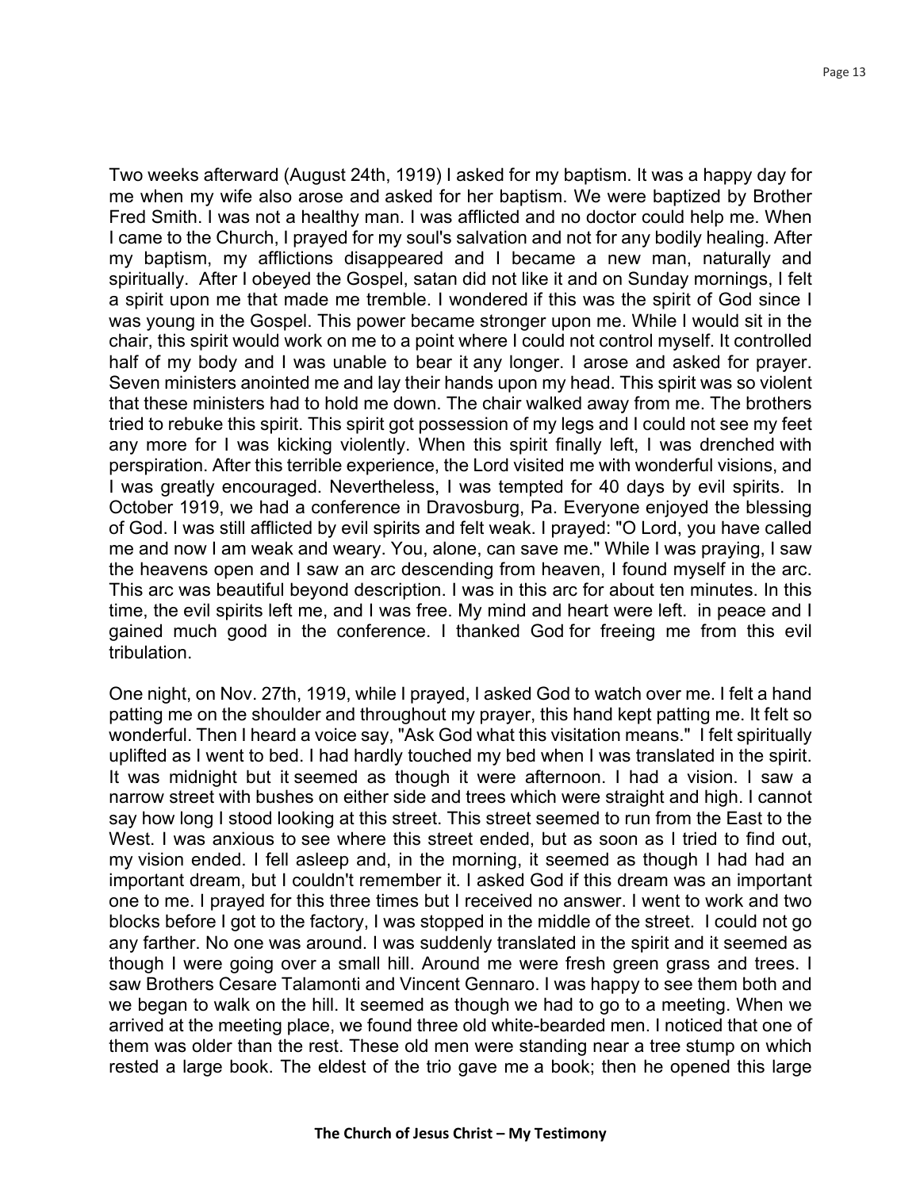Two weeks afterward (August 24th, 1919) I asked for my baptism. It was a happy day for me when my wife also arose and asked for her baptism. We were baptized by Brother Fred Smith. I was not a healthy man. I was afflicted and no doctor could help me. When I came to the Church, I prayed for my soul's salvation and not for any bodily healing. After my baptism, my afflictions disappeared and I became a new man, naturally and spiritually. After I obeyed the Gospel, satan did not like it and on Sunday mornings, I felt a spirit upon me that made me tremble. I wondered if this was the spirit of God since I was young in the Gospel. This power became stronger upon me. While I would sit in the chair, this spirit would work on me to a point where I could not control myself. It controlled half of my body and I was unable to bear it any longer. I arose and asked for prayer. Seven ministers anointed me and lay their hands upon my head. This spirit was so violent that these ministers had to hold me down. The chair walked away from me. The brothers tried to rebuke this spirit. This spirit got possession of my legs and I could not see my feet any more for I was kicking violently. When this spirit finally left, I was drenched with perspiration. After this terrible experience, the Lord visited me with wonderful visions, and I was greatly encouraged. Nevertheless, I was tempted for 40 days by evil spirits. In October 1919, we had a conference in Dravosburg, Pa. Everyone enjoyed the blessing of God. I was still afflicted by evil spirits and felt weak. I prayed: "O Lord, you have called me and now I am weak and weary. You, alone, can save me." While I was praying, I saw the heavens open and I saw an arc descending from heaven, I found myself in the arc. This arc was beautiful beyond description. I was in this arc for about ten minutes. In this time, the evil spirits left me, and I was free. My mind and heart were left. in peace and I gained much good in the conference. I thanked God for freeing me from this evil tribulation.

One night, on Nov. 27th, 1919, while I prayed, I asked God to watch over me. I felt a hand patting me on the shoulder and throughout my prayer, this hand kept patting me. It felt so wonderful. Then I heard a voice say, "Ask God what this visitation means." I felt spiritually uplifted as I went to bed. I had hardly touched my bed when I was translated in the spirit. It was midnight but it seemed as though it were afternoon. I had a vision. I saw a narrow street with bushes on either side and trees which were straight and high. I cannot say how long I stood looking at this street. This street seemed to run from the East to the West. I was anxious to see where this street ended, but as soon as I tried to find out, my vision ended. I fell asleep and, in the morning, it seemed as though I had had an important dream, but I couldn't remember it. I asked God if this dream was an important one to me. I prayed for this three times but I received no answer. I went to work and two blocks before I got to the factory, I was stopped in the middle of the street. I could not go any farther. No one was around. I was suddenly translated in the spirit and it seemed as though I were going over a small hill. Around me were fresh green grass and trees. I saw Brothers Cesare Talamonti and Vincent Gennaro. I was happy to see them both and we began to walk on the hill. It seemed as though we had to go to a meeting. When we arrived at the meeting place, we found three old white-bearded men. I noticed that one of them was older than the rest. These old men were standing near a tree stump on which rested a large book. The eldest of the trio gave me a book; then he opened this large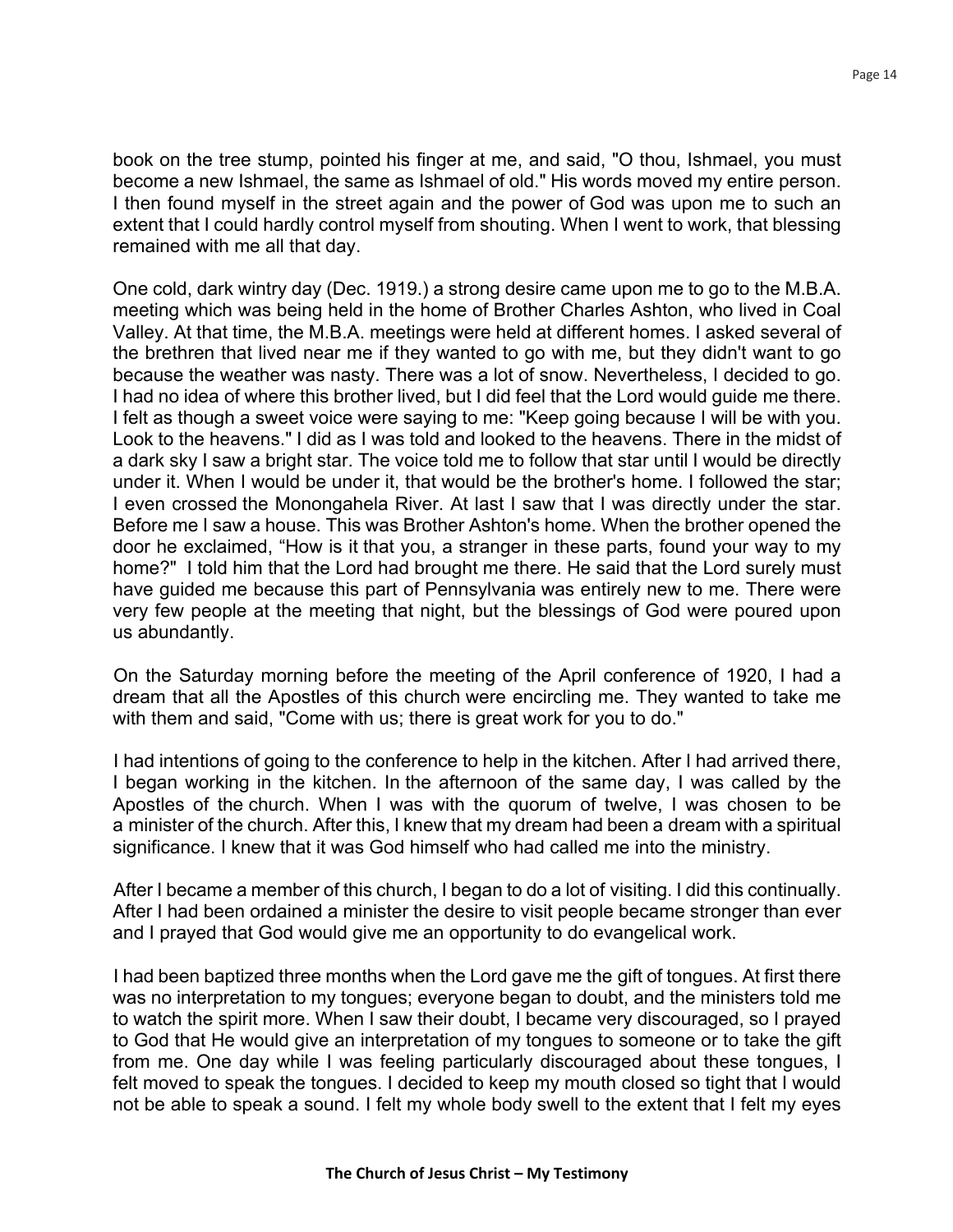book on the tree stump, pointed his finger at me, and said, "O thou, Ishmael, you must become a new Ishmael, the same as Ishmael of old." His words moved my entire person. I then found myself in the street again and the power of God was upon me to such an extent that I could hardly control myself from shouting. When I went to work, that blessing remained with me all that day.

One cold, dark wintry day (Dec. 1919.) a strong desire came upon me to go to the M.B.A. meeting which was being held in the home of Brother Charles Ashton, who lived in Coal Valley. At that time, the M.B.A. meetings were held at different homes. I asked several of the brethren that lived near me if they wanted to go with me, but they didn't want to go because the weather was nasty. There was a lot of snow. Nevertheless, I decided to go. I had no idea of where this brother lived, but I did feel that the Lord would guide me there. I felt as though a sweet voice were saying to me: "Keep going because I will be with you. Look to the heavens." I did as I was told and looked to the heavens. There in the midst of a dark sky I saw a bright star. The voice told me to follow that star until I would be directly under it. When I would be under it, that would be the brother's home. I followed the star; I even crossed the Monongahela River. At last I saw that I was directly under the star. Before me I saw a house. This was Brother Ashton's home. When the brother opened the door he exclaimed, "How is it that you, a stranger in these parts, found your way to my home?" I told him that the Lord had brought me there. He said that the Lord surely must have guided me because this part of Pennsylvania was entirely new to me. There were very few people at the meeting that night, but the blessings of God were poured upon us abundantly.

On the Saturday morning before the meeting of the April conference of 1920, I had a dream that all the Apostles of this church were encircling me. They wanted to take me with them and said, "Come with us; there is great work for you to do."

I had intentions of going to the conference to help in the kitchen. After I had arrived there, I began working in the kitchen. In the afternoon of the same day, I was called by the Apostles of the church. When I was with the quorum of twelve, I was chosen to be a minister of the church. After this, I knew that my dream had been a dream with a spiritual significance. I knew that it was God himself who had called me into the ministry.

After I became a member of this church, I began to do a lot of visiting. I did this continually. After I had been ordained a minister the desire to visit people became stronger than ever and I prayed that God would give me an opportunity to do evangelical work.

I had been baptized three months when the Lord gave me the gift of tongues. At first there was no interpretation to my tongues; everyone began to doubt, and the ministers told me to watch the spirit more. When I saw their doubt, I became very discouraged, so I prayed to God that He would give an interpretation of my tongues to someone or to take the gift from me. One day while I was feeling particularly discouraged about these tongues, I felt moved to speak the tongues. I decided to keep my mouth closed so tight that I would not be able to speak a sound. I felt my whole body swell to the extent that I felt my eyes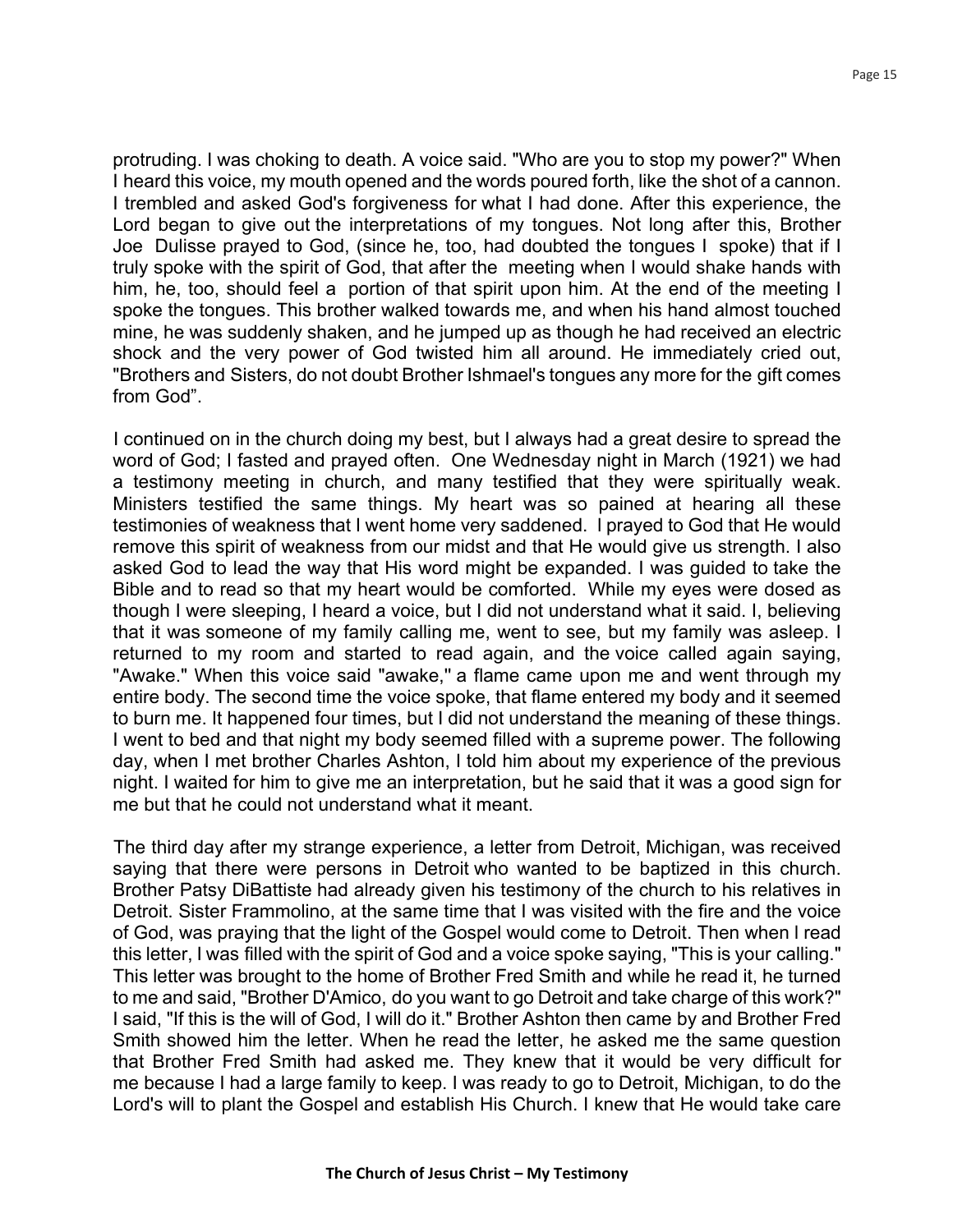protruding. I was choking to death. A voice said. "Who are you to stop my power?" When I heard this voice, my mouth opened and the words poured forth, like the shot of a cannon. I trembled and asked God's forgiveness for what I had done. After this experience, the Lord began to give out the interpretations of my tongues. Not long after this, Brother Joe Dulisse prayed to God, (since he, too, had doubted the tongues I spoke) that if I truly spoke with the spirit of God, that after the meeting when I would shake hands with him, he, too, should feel a portion of that spirit upon him. At the end of the meeting I spoke the tongues. This brother walked towards me, and when his hand almost touched mine, he was suddenly shaken, and he jumped up as though he had received an electric shock and the very power of God twisted him all around. He immediately cried out, "Brothers and Sisters, do not doubt Brother Ishmael's tongues any more for the gift comes from God".

I continued on in the church doing my best, but I always had a great desire to spread the word of God; I fasted and prayed often. One Wednesday night in March (1921) we had a testimony meeting in church, and many testified that they were spiritually weak. Ministers testified the same things. My heart was so pained at hearing all these testimonies of weakness that I went home very saddened. I prayed to God that He would remove this spirit of weakness from our midst and that He would give us strength. I also asked God to lead the way that His word might be expanded. I was guided to take the Bible and to read so that my heart would be comforted. While my eyes were dosed as though I were sleeping, I heard a voice, but I did not understand what it said. I, believing that it was someone of my family calling me, went to see, but my family was asleep. I returned to my room and started to read again, and the voice called again saying, "Awake." When this voice said "awake," a flame came upon me and went through my entire body. The second time the voice spoke, that flame entered my body and it seemed to burn me. It happened four times, but I did not understand the meaning of these things. I went to bed and that night my body seemed filled with a supreme power. The following day, when I met brother Charles Ashton, I told him about my experience of the previous night. I waited for him to give me an interpretation, but he said that it was a good sign for me but that he could not understand what it meant.

The third day after my strange experience, a letter from Detroit, Michigan, was received saying that there were persons in Detroit who wanted to be baptized in this church. Brother Patsy DiBattiste had already given his testimony of the church to his relatives in Detroit. Sister Frammolino, at the same time that I was visited with the fire and the voice of God, was praying that the light of the Gospel would come to Detroit. Then when I read this letter, I was filled with the spirit of God and a voice spoke saying, "This is your calling." This letter was brought to the home of Brother Fred Smith and while he read it, he turned to me and said, "Brother D'Amico, do you want to go Detroit and take charge of this work?" I said, "If this is the will of God, I will do it." Brother Ashton then came by and Brother Fred Smith showed him the letter. When he read the letter, he asked me the same question that Brother Fred Smith had asked me. They knew that it would be very difficult for me because I had a large family to keep. I was ready to go to Detroit, Michigan, to do the Lord's will to plant the Gospel and establish His Church. I knew that He would take care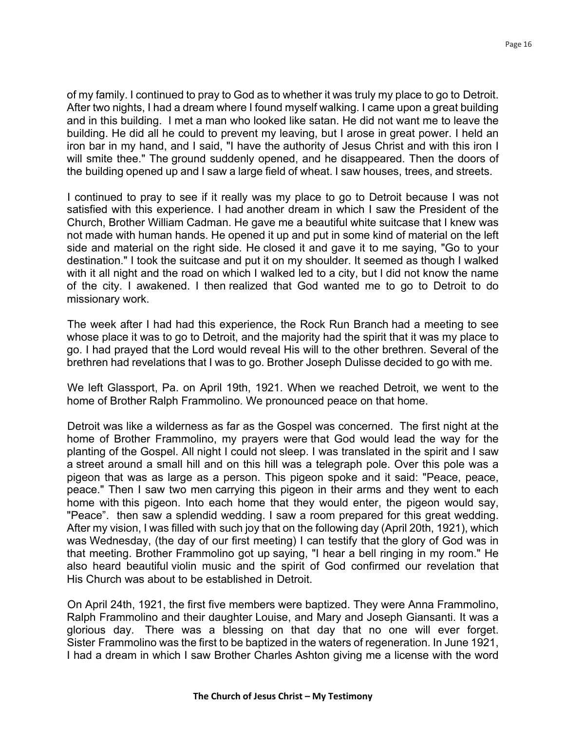of my family. I continued to pray to God as to whether it was truly my place to go to Detroit. After two nights, I had a dream where I found myself walking. I came upon a great building and in this building. I met a man who looked like satan. He did not want me to leave the building. He did all he could to prevent my leaving, but I arose in great power. I held an iron bar in my hand, and I said, "I have the authority of Jesus Christ and with this iron I will smite thee." The ground suddenly opened, and he disappeared. Then the doors of the building opened up and I saw a large field of wheat. I saw houses, trees, and streets.

I continued to pray to see if it really was my place to go to Detroit because I was not satisfied with this experience. I had another dream in which I saw the President of the Church, Brother William Cadman. He gave me a beautiful white suitcase that I knew was not made with human hands. He opened it up and put in some kind of material on the left side and material on the right side. He closed it and gave it to me saying, "Go to your destination." I took the suitcase and put it on my shoulder. It seemed as though I walked with it all night and the road on which I walked led to a city, but I did not know the name of the city. I awakened. I then realized that God wanted me to go to Detroit to do missionary work.

The week after I had had this experience, the Rock Run Branch had a meeting to see whose place it was to go to Detroit, and the majority had the spirit that it was my place to go. I had prayed that the Lord would reveal His will to the other brethren. Several of the brethren had revelations that I was to go. Brother Joseph Dulisse decided to go with me.

We left Glassport, Pa. on April 19th, 1921. When we reached Detroit, we went to the home of Brother Ralph Frammolino. We pronounced peace on that home.

Detroit was like a wilderness as far as the Gospel was concerned. The first night at the home of Brother Frammolino, my prayers were that God would lead the way for the planting of the Gospel. All night I could not sleep. I was translated in the spirit and I saw a street around a small hill and on this hill was a telegraph pole. Over this pole was a pigeon that was as large as a person. This pigeon spoke and it said: "Peace, peace, peace." Then I saw two men carrying this pigeon in their arms and they went to each home with this pigeon. Into each home that they would enter, the pigeon would say, "Peace". then saw a splendid wedding. I saw a room prepared for this great wedding. After my vision, I was filled with such joy that on the following day (April 20th, 1921), which was Wednesday, (the day of our first meeting) I can testify that the glory of God was in that meeting. Brother Frammolino got up saying, "I hear a bell ringing in my room." He also heard beautiful violin music and the spirit of God confirmed our revelation that His Church was about to be established in Detroit.

On April 24th, 1921, the first five members were baptized. They were Anna Frammolino, Ralph Frammolino and their daughter Louise, and Mary and Joseph Giansanti. It was a glorious day. There was a blessing on that day that no one will ever forget. Sister Frammolino was the first to be baptized in the waters of regeneration. In June 1921, I had a dream in which I saw Brother Charles Ashton giving me a license with the word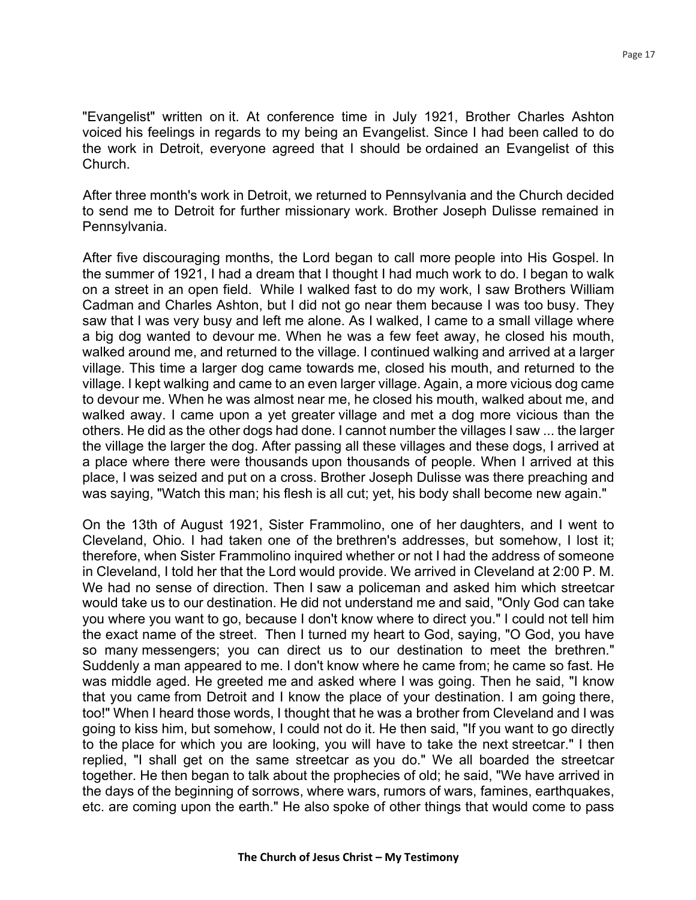"Evangelist" written on it. At conference time in July 1921, Brother Charles Ashton voiced his feelings in regards to my being an Evangelist. Since I had been called to do the work in Detroit, everyone agreed that I should be ordained an Evangelist of this Church.

After three month's work in Detroit, we returned to Pennsylvania and the Church decided to send me to Detroit for further missionary work. Brother Joseph Dulisse remained in Pennsylvania.

After five discouraging months, the Lord began to call more people into His Gospel. In the summer of 1921, I had a dream that I thought I had much work to do. I began to walk on a street in an open field. While I walked fast to do my work, I saw Brothers William Cadman and Charles Ashton, but I did not go near them because I was too busy. They saw that I was very busy and left me alone. As I walked, I came to a small village where a big dog wanted to devour me. When he was a few feet away, he closed his mouth, walked around me, and returned to the village. I continued walking and arrived at a larger village. This time a larger dog came towards me, closed his mouth, and returned to the village. I kept walking and came to an even larger village. Again, a more vicious dog came to devour me. When he was almost near me, he closed his mouth, walked about me, and walked away. I came upon a yet greater village and met a dog more vicious than the others. He did as the other dogs had done. I cannot number the villages I saw ... the larger the village the larger the dog. After passing all these villages and these dogs, I arrived at a place where there were thousands upon thousands of people. When I arrived at this place, I was seized and put on a cross. Brother Joseph Dulisse was there preaching and was saying, "Watch this man; his flesh is all cut; yet, his body shall become new again."

On the 13th of August 1921, Sister Frammolino, one of her daughters, and I went to Cleveland, Ohio. I had taken one of the brethren's addresses, but somehow, I lost it; therefore, when Sister Frammolino inquired whether or not I had the address of someone in Cleveland, I told her that the Lord would provide. We arrived in Cleveland at 2:00 P. M. We had no sense of direction. Then I saw a policeman and asked him which streetcar would take us to our destination. He did not understand me and said, "Only God can take you where you want to go, because I don't know where to direct you." I could not tell him the exact name of the street. Then I turned my heart to God, saying, "O God, you have so many messengers; you can direct us to our destination to meet the brethren." Suddenly a man appeared to me. I don't know where he came from; he came so fast. He was middle aged. He greeted me and asked where I was going. Then he said, "I know that you came from Detroit and I know the place of your destination. I am going there, too!" When I heard those words, I thought that he was a brother from Cleveland and I was going to kiss him, but somehow, I could not do it. He then said, "If you want to go directly to the place for which you are looking, you will have to take the next streetcar." I then replied, "I shall get on the same streetcar as you do." We all boarded the streetcar together. He then began to talk about the prophecies of old; he said, "We have arrived in the days of the beginning of sorrows, where wars, rumors of wars, famines, earthquakes, etc. are coming upon the earth." He also spoke of other things that would come to pass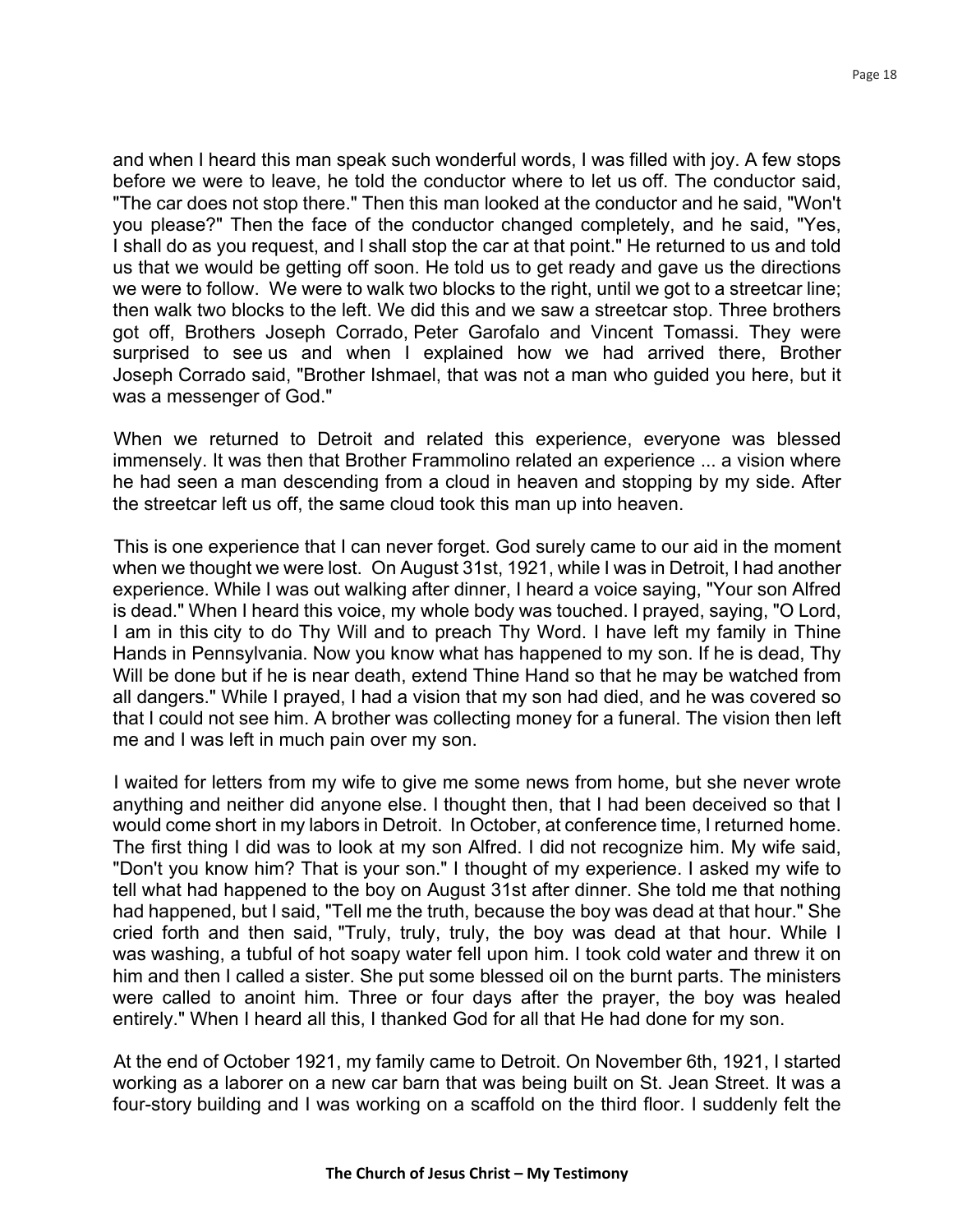and when I heard this man speak such wonderful words, I was filled with joy. A few stops before we were to leave, he told the conductor where to let us off. The conductor said, "The car does not stop there." Then this man looked at the conductor and he said, "Won't you please?" Then the face of the conductor changed completely, and he said, "Yes, I shall do as you request, and I shall stop the car at that point." He returned to us and told us that we would be getting off soon. He told us to get ready and gave us the directions we were to follow. We were to walk two blocks to the right, until we got to a streetcar line; then walk two blocks to the left. We did this and we saw a streetcar stop. Three brothers got off, Brothers Joseph Corrado, Peter Garofalo and Vincent Tomassi. They were surprised to see us and when I explained how we had arrived there, Brother Joseph Corrado said, "Brother Ishmael, that was not a man who guided you here, but it was a messenger of God."

When we returned to Detroit and related this experience, everyone was blessed immensely. It was then that Brother Frammolino related an experience ... a vision where he had seen a man descending from a cloud in heaven and stopping by my side. After the streetcar left us off, the same cloud took this man up into heaven.

This is one experience that I can never forget. God surely came to our aid in the moment when we thought we were lost. On August 31st, 1921, while I was in Detroit, I had another experience. While I was out walking after dinner, I heard a voice saying, "Your son Alfred is dead." When I heard this voice, my whole body was touched. I prayed, saying, "O Lord, I am in this city to do Thy Will and to preach Thy Word. I have left my family in Thine Hands in Pennsylvania. Now you know what has happened to my son. If he is dead, Thy Will be done but if he is near death, extend Thine Hand so that he may be watched from all dangers." While I prayed, I had a vision that my son had died, and he was covered so that I could not see him. A brother was collecting money for a funeral. The vision then left me and I was left in much pain over my son.

I waited for letters from my wife to give me some news from home, but she never wrote anything and neither did anyone else. I thought then, that I had been deceived so that I would come short in my labors in Detroit. In October, at conference time, I returned home. The first thing I did was to look at my son Alfred. I did not recognize him. My wife said, "Don't you know him? That is your son." I thought of my experience. I asked my wife to tell what had happened to the boy on August 31st after dinner. She told me that nothing had happened, but I said, "Tell me the truth, because the boy was dead at that hour." She cried forth and then said, "Truly, truly, truly, the boy was dead at that hour. While I was washing, a tubful of hot soapy water fell upon him. I took cold water and threw it on him and then I called a sister. She put some blessed oil on the burnt parts. The ministers were called to anoint him. Three or four days after the prayer, the boy was healed entirely." When I heard all this, I thanked God for all that He had done for my son.

At the end of October 1921, my family came to Detroit. On November 6th, 1921, I started working as a laborer on a new car barn that was being built on St. Jean Street. It was a four-story building and I was working on a scaffold on the third floor. I suddenly felt the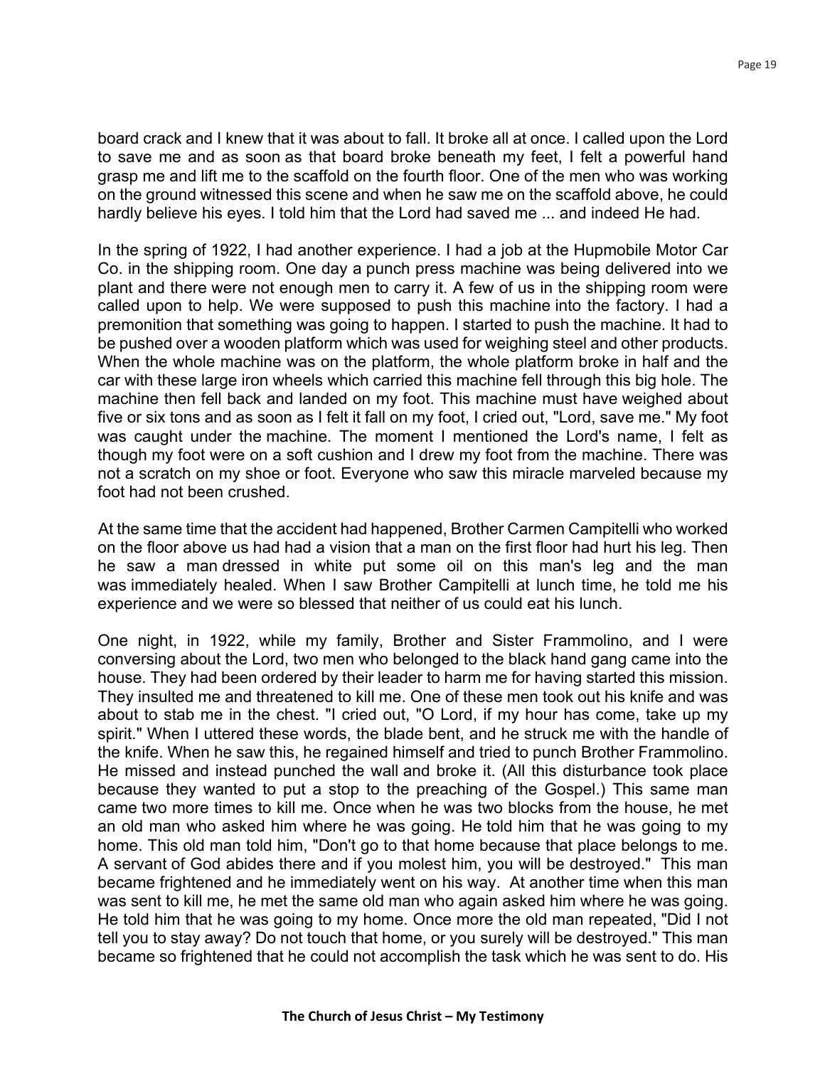board crack and I knew that it was about to fall. It broke all at once. I called upon the Lord to save me and as soon as that board broke beneath my feet, I felt a powerful hand grasp me and lift me to the scaffold on the fourth floor. One of the men who was working on the ground witnessed this scene and when he saw me on the scaffold above, he could hardly believe his eyes. I told him that the Lord had saved me ... and indeed He had.

In the spring of 1922, I had another experience. I had a job at the Hupmobile Motor Car Co. in the shipping room. One day a punch press machine was being delivered into we plant and there were not enough men to carry it. A few of us in the shipping room were called upon to help. We were supposed to push this machine into the factory. I had a premonition that something was going to happen. I started to push the machine. It had to be pushed over a wooden platform which was used for weighing steel and other products. When the whole machine was on the platform, the whole platform broke in half and the car with these large iron wheels which carried this machine fell through this big hole. The machine then fell back and landed on my foot. This machine must have weighed about five or six tons and as soon as I felt it fall on my foot, I cried out, "Lord, save me." My foot was caught under the machine. The moment I mentioned the Lord's name, I felt as though my foot were on a soft cushion and I drew my foot from the machine. There was not a scratch on my shoe or foot. Everyone who saw this miracle marveled because my foot had not been crushed.

At the same time that the accident had happened, Brother Carmen Campitelli who worked on the floor above us had had a vision that a man on the first floor had hurt his leg. Then he saw a man dressed in white put some oil on this man's leg and the man was immediately healed. When I saw Brother Campitelli at lunch time, he told me his experience and we were so blessed that neither of us could eat his lunch.

One night, in 1922, while my family, Brother and Sister Frammolino, and I were conversing about the Lord, two men who belonged to the black hand gang came into the house. They had been ordered by their leader to harm me for having started this mission. They insulted me and threatened to kill me. One of these men took out his knife and was about to stab me in the chest. "I cried out, "O Lord, if my hour has come, take up my spirit." When I uttered these words, the blade bent, and he struck me with the handle of the knife. When he saw this, he regained himself and tried to punch Brother Frammolino. He missed and instead punched the wall and broke it. (All this disturbance took place because they wanted to put a stop to the preaching of the Gospel.) This same man came two more times to kill me. Once when he was two blocks from the house, he met an old man who asked him where he was going. He told him that he was going to my home. This old man told him, "Don't go to that home because that place belongs to me. A servant of God abides there and if you molest him, you will be destroyed." This man became frightened and he immediately went on his way. At another time when this man was sent to kill me, he met the same old man who again asked him where he was going. He told him that he was going to my home. Once more the old man repeated, "Did I not tell you to stay away? Do not touch that home, or you surely will be destroyed." This man became so frightened that he could not accomplish the task which he was sent to do. His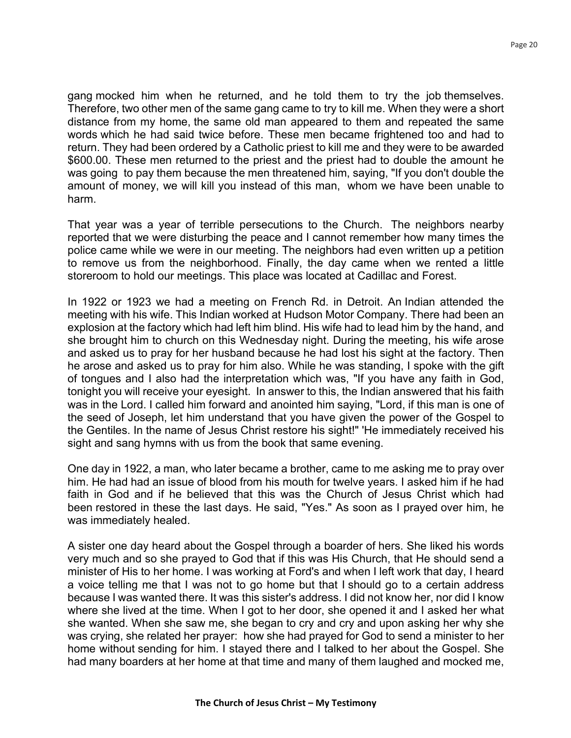gang mocked him when he returned, and he told them to try the job themselves. Therefore, two other men of the same gang came to try to kill me. When they were a short distance from my home, the same old man appeared to them and repeated the same words which he had said twice before. These men became frightened too and had to return. They had been ordered by a Catholic priest to kill me and they were to be awarded $600.00. These men returned to the priest and the priest had to double the amount he was going to pay them because the men threatened him, saying, "If you don't double the amount of money, we will kill you instead of this man, whom we have been unable to harm.

That year was a year of terrible persecutions to the Church. The neighbors nearby reported that we were disturbing the peace and I cannot remember how many times the police came while we were in our meeting. The neighbors had even written up a petition to remove us from the neighborhood. Finally, the day came when we rented a little storeroom to hold our meetings. This place was located at Cadillac and Forest.

In 1922 or 1923 we had a meeting on French Rd. in Detroit. An Indian attended the meeting with his wife. This Indian worked at Hudson Motor Company. There had been an explosion at the factory which had left him blind. His wife had to lead him by the hand, and she brought him to church on this Wednesday night. During the meeting, his wife arose and asked us to pray for her husband because he had lost his sight at the factory. Then he arose and asked us to pray for him also. While he was standing, I spoke with the gift of tongues and I also had the interpretation which was, "If you have any faith in God, tonight you will receive your eyesight. In answer to this, the Indian answered that his faith was in the Lord. I called him forward and anointed him saying, "Lord, if this man is one of the seed of Joseph, let him understand that you have given the power of the Gospel to the Gentiles. In the name of Jesus Christ restore his sight!" 'He immediately received his sight and sang hymns with us from the book that same evening.

One day in 1922, a man, who later became a brother, came to me asking me to pray over him. He had had an issue of blood from his mouth for twelve years. I asked him if he had faith in God and if he believed that this was the Church of Jesus Christ which had been restored in these the last days. He said, "Yes." As soon as I prayed over him, he was immediately healed.

A sister one day heard about the Gospel through a boarder of hers. She liked his words very much and so she prayed to God that if this was His Church, that He should send a minister of His to her home. I was working at Ford's and when I left work that day, I heard a voice telling me that I was not to go home but that I should go to a certain address because I was wanted there. It was this sister's address. I did not know her, nor did I know where she lived at the time. When I got to her door, she opened it and I asked her what she wanted. When she saw me, she began to cry and cry and upon asking her why she was crying, she related her prayer: how she had prayed for God to send a minister to her home without sending for him. I stayed there and I talked to her about the Gospel. She had many boarders at her home at that time and many of them laughed and mocked me,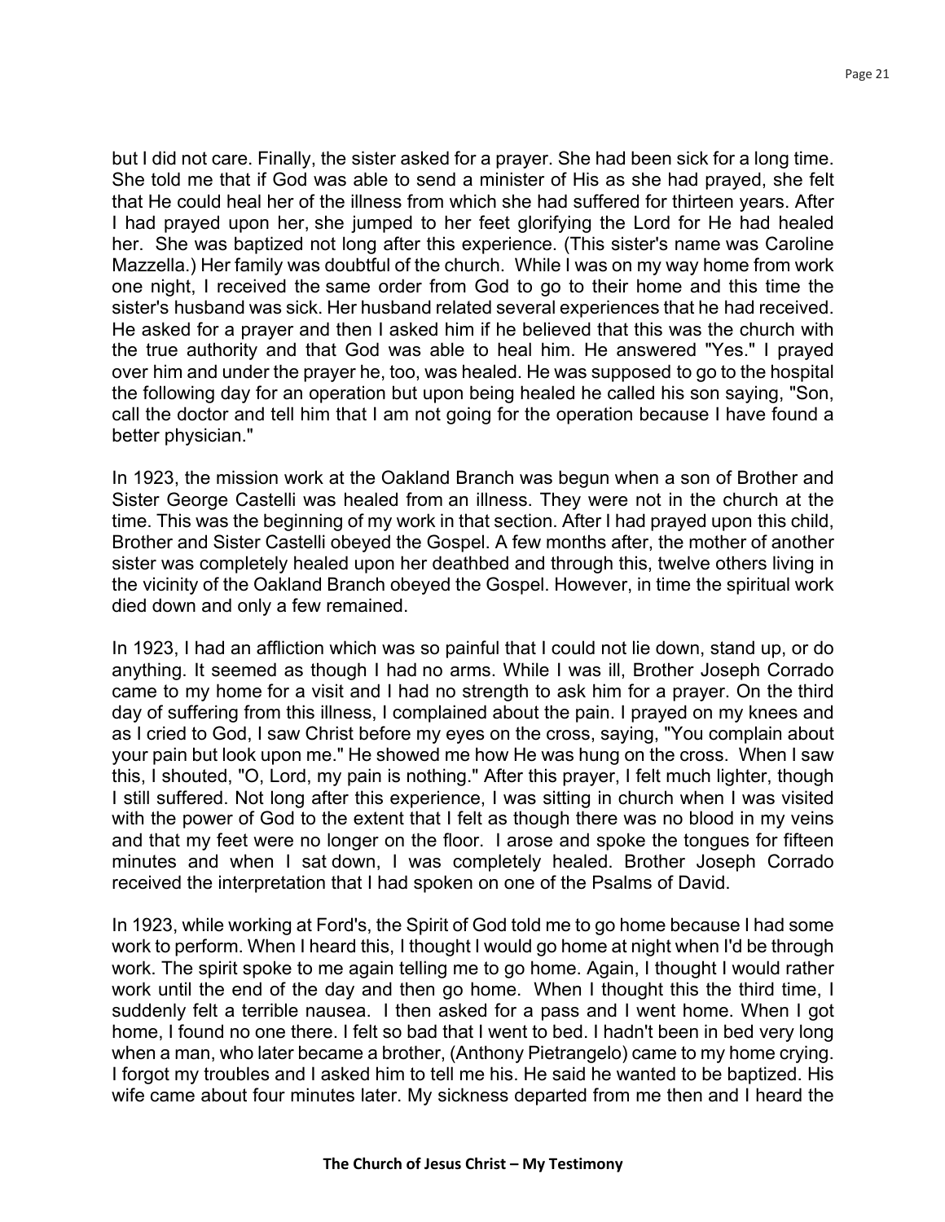but I did not care. Finally, the sister asked for a prayer. She had been sick for a long time. She told me that if God was able to send a minister of His as she had prayed, she felt that He could heal her of the illness from which she had suffered for thirteen years. After I had prayed upon her, she jumped to her feet glorifying the Lord for He had healed her. She was baptized not long after this experience. (This sister's name was Caroline Mazzella.) Her family was doubtful of the church. While I was on my way home from work one night, I received the same order from God to go to their home and this time the sister's husband was sick. Her husband related several experiences that he had received. He asked for a prayer and then I asked him if he believed that this was the church with the true authority and that God was able to heal him. He answered "Yes." I prayed over him and under the prayer he, too, was healed. He was supposed to go to the hospital the following day for an operation but upon being healed he called his son saying, "Son, call the doctor and tell him that I am not going for the operation because I have found a better physician."

In 1923, the mission work at the Oakland Branch was begun when a son of Brother and Sister George Castelli was healed from an illness. They were not in the church at the time. This was the beginning of my work in that section. After I had prayed upon this child, Brother and Sister Castelli obeyed the Gospel. A few months after, the mother of another sister was completely healed upon her deathbed and through this, twelve others living in the vicinity of the Oakland Branch obeyed the Gospel. However, in time the spiritual work died down and only a few remained.

In 1923, I had an affliction which was so painful that I could not lie down, stand up, or do anything. It seemed as though I had no arms. While I was ill, Brother Joseph Corrado came to my home for a visit and I had no strength to ask him for a prayer. On the third day of suffering from this illness, I complained about the pain. I prayed on my knees and as I cried to God, I saw Christ before my eyes on the cross, saying, "You complain about your pain but look upon me." He showed me how He was hung on the cross. When I saw this, I shouted, "O, Lord, my pain is nothing." After this prayer, I felt much lighter, though I still suffered. Not long after this experience, I was sitting in church when I was visited with the power of God to the extent that I felt as though there was no blood in my veins and that my feet were no longer on the floor. I arose and spoke the tongues for fifteen minutes and when I sat down, I was completely healed. Brother Joseph Corrado received the interpretation that I had spoken on one of the Psalms of David.

In 1923, while working at Ford's, the Spirit of God told me to go home because I had some work to perform. When I heard this, I thought I would go home at night when I'd be through work. The spirit spoke to me again telling me to go home. Again, I thought I would rather work until the end of the day and then go home. When I thought this the third time, I suddenly felt a terrible nausea. I then asked for a pass and I went home. When I got home, I found no one there. I felt so bad that I went to bed. I hadn't been in bed very long when a man, who later became a brother, (Anthony Pietrangelo) came to my home crying. I forgot my troubles and I asked him to tell me his. He said he wanted to be baptized. His wife came about four minutes later. My sickness departed from me then and I heard the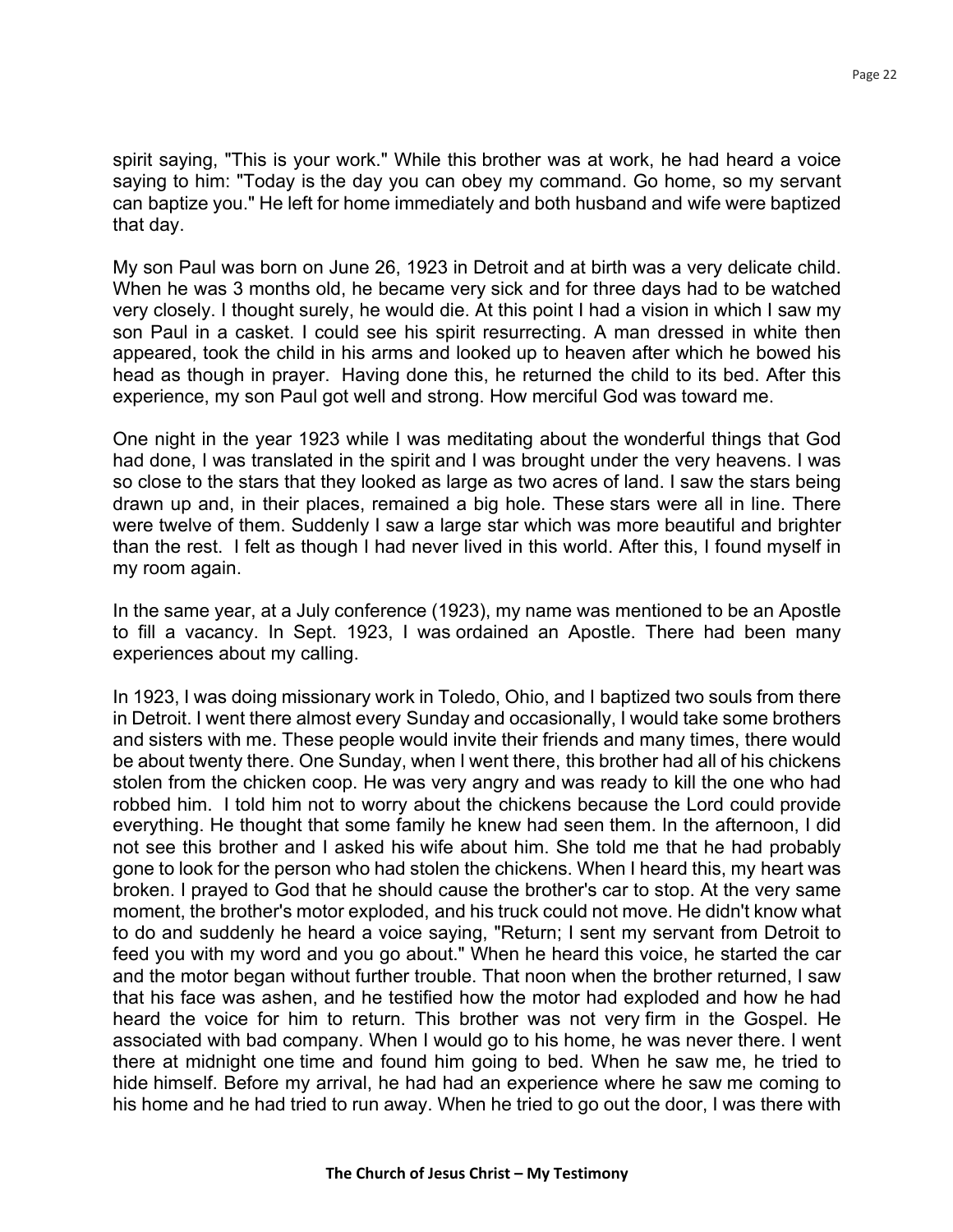spirit saying, "This is your work." While this brother was at work, he had heard a voice saying to him: "Today is the day you can obey my command. Go home, so my servant can baptize you." He left for home immediately and both husband and wife were baptized that day.

My son Paul was born on June 26, 1923 in Detroit and at birth was a very delicate child. When he was 3 months old, he became very sick and for three days had to be watched very closely. I thought surely, he would die. At this point I had a vision in which I saw my son Paul in a casket. I could see his spirit resurrecting. A man dressed in white then appeared, took the child in his arms and looked up to heaven after which he bowed his head as though in prayer. Having done this, he returned the child to its bed. After this experience, my son Paul got well and strong. How merciful God was toward me.

One night in the year 1923 while I was meditating about the wonderful things that God had done, I was translated in the spirit and I was brought under the very heavens. I was so close to the stars that they looked as large as two acres of land. I saw the stars being drawn up and, in their places, remained a big hole. These stars were all in line. There were twelve of them. Suddenly I saw a large star which was more beautiful and brighter than the rest. I felt as though I had never lived in this world. After this, I found myself in my room again.

In the same year, at a July conference (1923), my name was mentioned to be an Apostle to fill a vacancy. In Sept. 1923, I was ordained an Apostle. There had been many experiences about my calling.

In 1923, I was doing missionary work in Toledo, Ohio, and I baptized two souls from there in Detroit. I went there almost every Sunday and occasionally, I would take some brothers and sisters with me. These people would invite their friends and many times, there would be about twenty there. One Sunday, when I went there, this brother had all of his chickens stolen from the chicken coop. He was very angry and was ready to kill the one who had robbed him. I told him not to worry about the chickens because the Lord could provide everything. He thought that some family he knew had seen them. In the afternoon, I did not see this brother and I asked his wife about him. She told me that he had probably gone to look for the person who had stolen the chickens. When I heard this, my heart was broken. I prayed to God that he should cause the brother's car to stop. At the very same moment, the brother's motor exploded, and his truck could not move. He didn't know what to do and suddenly he heard a voice saying, "Return; I sent my servant from Detroit to feed you with my word and you go about." When he heard this voice, he started the car and the motor began without further trouble. That noon when the brother returned, I saw that his face was ashen, and he testified how the motor had exploded and how he had heard the voice for him to return. This brother was not very firm in the Gospel. He associated with bad company. When I would go to his home, he was never there. I went there at midnight one time and found him going to bed. When he saw me, he tried to hide himself. Before my arrival, he had had an experience where he saw me coming to his home and he had tried to run away. When he tried to go out the door, I was there with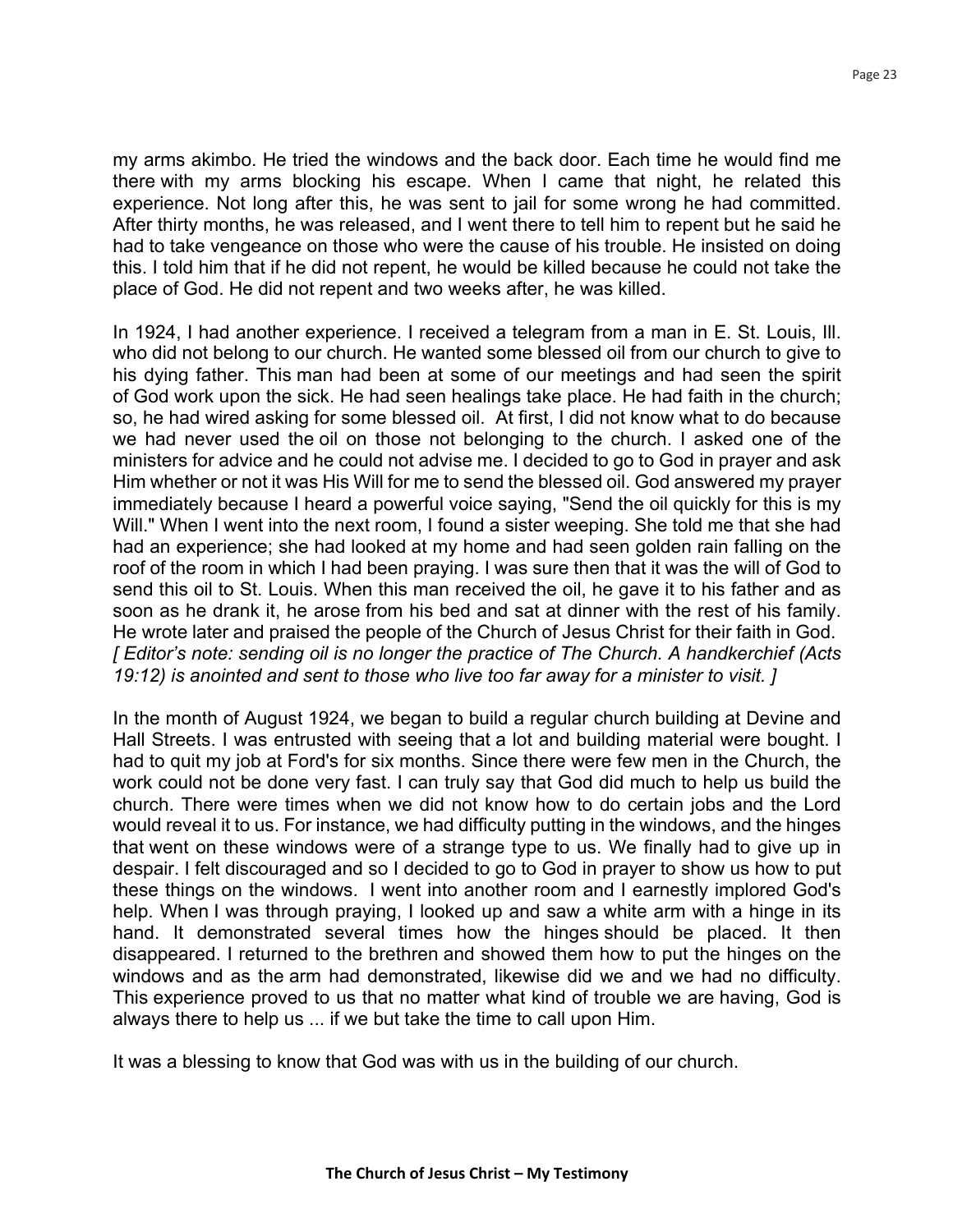my arms akimbo. He tried the windows and the back door. Each time he would find me there with my arms blocking his escape. When I came that night, he related this experience. Not long after this, he was sent to jail for some wrong he had committed. After thirty months, he was released, and I went there to tell him to repent but he said he had to take vengeance on those who were the cause of his trouble. He insisted on doing this. I told him that if he did not repent, he would be killed because he could not take the place of God. He did not repent and two weeks after, he was killed.

In 1924, I had another experience. I received a telegram from a man in E. St. Louis, Ill. who did not belong to our church. He wanted some blessed oil from our church to give to his dying father. This man had been at some of our meetings and had seen the spirit of God work upon the sick. He had seen healings take place. He had faith in the church; so, he had wired asking for some blessed oil. At first, I did not know what to do because we had never used the oil on those not belonging to the church. I asked one of the ministers for advice and he could not advise me. I decided to go to God in prayer and ask Him whether or not it was His Will for me to send the blessed oil. God answered my prayer immediately because I heard a powerful voice saying, "Send the oil quickly for this is my Will." When I went into the next room, I found a sister weeping. She told me that she had had an experience; she had looked at my home and had seen golden rain falling on the roof of the room in which I had been praying. I was sure then that it was the will of God to send this oil to St. Louis. When this man received the oil, he gave it to his father and as soon as he drank it, he arose from his bed and sat at dinner with the rest of his family. He wrote later and praised the people of the Church of Jesus Christ for their faith in God. *[ Editor's note: sending oil is no longer the practice of The Church. A handkerchief (Acts 19:12) is anointed and sent to those who live too far away for a minister to visit. ]*

In the month of August 1924, we began to build a regular church building at Devine and Hall Streets. I was entrusted with seeing that a lot and building material were bought. I had to quit my job at Ford's for six months. Since there were few men in the Church, the work could not be done very fast. I can truly say that God did much to help us build the church. There were times when we did not know how to do certain jobs and the Lord would reveal it to us. For instance, we had difficulty putting in the windows, and the hinges that went on these windows were of a strange type to us. We finally had to give up in despair. I felt discouraged and so I decided to go to God in prayer to show us how to put these things on the windows. I went into another room and I earnestly implored God's help. When I was through praying, I looked up and saw a white arm with a hinge in its hand. It demonstrated several times how the hinges should be placed. It then disappeared. I returned to the brethren and showed them how to put the hinges on the windows and as the arm had demonstrated, likewise did we and we had no difficulty. This experience proved to us that no matter what kind of trouble we are having, God is always there to help us ... if we but take the time to call upon Him.

It was a blessing to know that God was with us in the building of our church.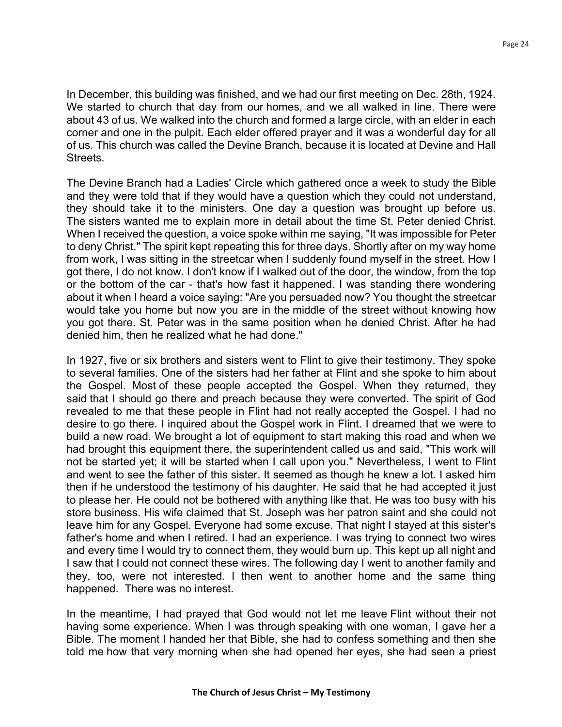In December, this building was finished, and we had our first meeting on Dec. 28th, 1924. We started to church that day from our homes, and we all walked in line. There were about 43 of us. We walked into the church and formed a large circle, with an elder in each corner and one in the pulpit. Each elder offered prayer and it was a wonderful day for all of us. This church was called the Devine Branch, because it is located at Devine and Hall Streets.

The Devine Branch had a Ladies' Circle which gathered once a week to study the Bible and they were told that if they would have a question which they could not understand, they should take it to the ministers. One day a question was brought up before us. The sisters wanted me to explain more in detail about the time St. Peter denied Christ. When I received the question, a voice spoke within me saying, "It was impossible for Peter to deny Christ." The spirit kept repeating this for three days. Shortly after on my way home from work, I was sitting in the streetcar when I suddenly found myself in the street. How I got there, I do not know. I don't know if I walked out of the door, the window, from the top or the bottom of the car - that's how fast it happened. I was standing there wondering about it when I heard a voice saying: "Are you persuaded now? You thought the streetcar would take you home but now you are in the middle of the street without knowing how you got there. St. Peter was in the same position when he denied Christ. After he had denied him, then he realized what he had done."

In 1927, five or six brothers and sisters went to Flint to give their testimony. They spoke to several families. One of the sisters had her father at Flint and she spoke to him about the Gospel. Most of these people accepted the Gospel. When they returned, they said that I should go there and preach because they were converted. The spirit of God revealed to me that these people in Flint had not really accepted the Gospel. I had no desire to go there. I inquired about the Gospel work in Flint. I dreamed that we were to build a new road. We brought a lot of equipment to start making this road and when we had brought this equipment there, the superintendent called us and said, "This work will not be started yet; it will be started when I call upon you." Nevertheless, I went to Flint and went to see the father of this sister. It seemed as though he knew a lot. I asked him then if he understood the testimony of his daughter. He said that he had accepted it just to please her. He could not be bothered with anything like that. He was too busy with his store business. His wife claimed that St. Joseph was her patron saint and she could not leave him for any Gospel. Everyone had some excuse. That night I stayed at this sister's father's home and when I retired. I had an experience. I was trying to connect two wires and every time I would try to connect them, they would burn up. This kept up all night and I saw that I could not connect these wires. The following day I went to another family and they, too, were not interested. I then went to another home and the same thing happened. There was no interest.

In the meantime, I had prayed that God would not let me leave Flint without their not having some experience. When I was through speaking with one woman, I gave her a Bible. The moment I handed her that Bible, she had to confess something and then she told me how that very morning when she had opened her eyes, she had seen a priest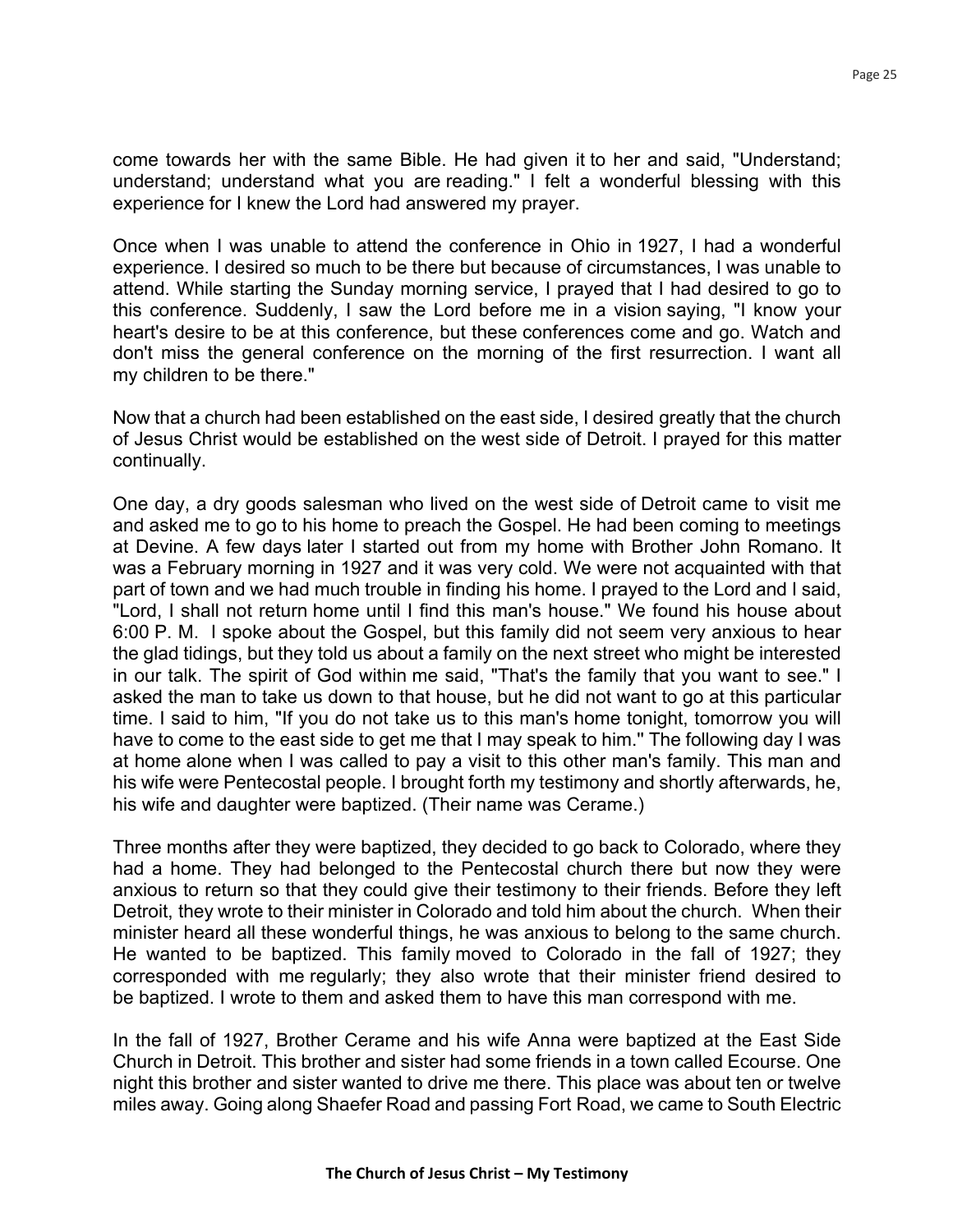come towards her with the same Bible. He had given it to her and said, "Understand; understand; understand what you are reading." I felt a wonderful blessing with this experience for I knew the Lord had answered my prayer.

Once when I was unable to attend the conference in Ohio in 1927, I had a wonderful experience. I desired so much to be there but because of circumstances, I was unable to attend. While starting the Sunday morning service, I prayed that I had desired to go to this conference. Suddenly, I saw the Lord before me in a vision saying, "I know your heart's desire to be at this conference, but these conferences come and go. Watch and don't miss the general conference on the morning of the first resurrection. I want all my children to be there."

Now that a church had been established on the east side, I desired greatly that the church of Jesus Christ would be established on the west side of Detroit. I prayed for this matter continually.

One day, a dry goods salesman who lived on the west side of Detroit came to visit me and asked me to go to his home to preach the Gospel. He had been coming to meetings at Devine. A few days later I started out from my home with Brother John Romano. It was a February morning in 1927 and it was very cold. We were not acquainted with that part of town and we had much trouble in finding his home. I prayed to the Lord and I said, "Lord, I shall not return home until I find this man's house." We found his house about 6:00 P. M. I spoke about the Gospel, but this family did not seem very anxious to hear the glad tidings, but they told us about a family on the next street who might be interested in our talk. The spirit of God within me said, "That's the family that you want to see." I asked the man to take us down to that house, but he did not want to go at this particular time. I said to him, "If you do not take us to this man's home tonight, tomorrow you will have to come to the east side to get me that I may speak to him." The following day I was at home alone when I was called to pay a visit to this other man's family. This man and his wife were Pentecostal people. I brought forth my testimony and shortly afterwards, he, his wife and daughter were baptized. (Their name was Cerame.)

Three months after they were baptized, they decided to go back to Colorado, where they had a home. They had belonged to the Pentecostal church there but now they were anxious to return so that they could give their testimony to their friends. Before they left Detroit, they wrote to their minister in Colorado and told him about the church. When their minister heard all these wonderful things, he was anxious to belong to the same church. He wanted to be baptized. This family moved to Colorado in the fall of 1927; they corresponded with me regularly; they also wrote that their minister friend desired to be baptized. I wrote to them and asked them to have this man correspond with me.

In the fall of 1927, Brother Cerame and his wife Anna were baptized at the East Side Church in Detroit. This brother and sister had some friends in a town called Ecourse. One night this brother and sister wanted to drive me there. This place was about ten or twelve miles away. Going along Shaefer Road and passing Fort Road, we came to South Electric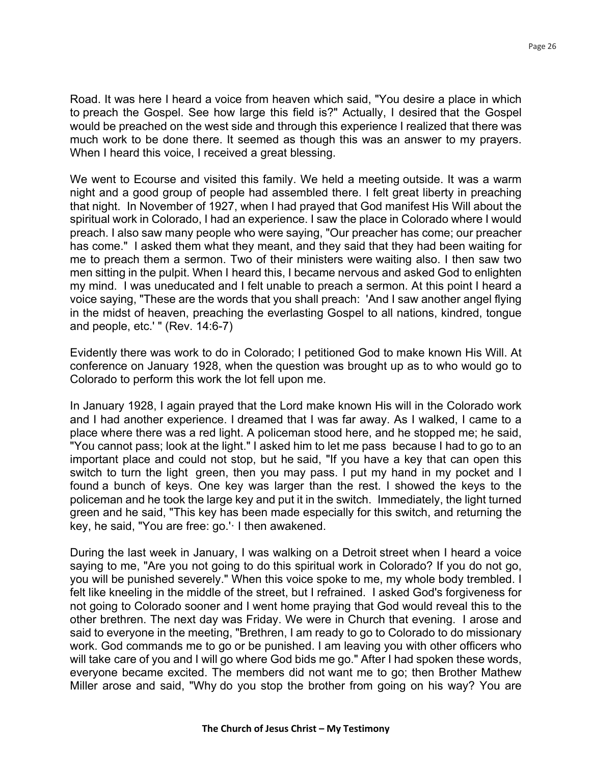Road. It was here I heard a voice from heaven which said, "You desire a place in which to preach the Gospel. See how large this field is?" Actually, I desired that the Gospel would be preached on the west side and through this experience I realized that there was much work to be done there. It seemed as though this was an answer to my prayers. When I heard this voice, I received a great blessing.

We went to Ecourse and visited this family. We held a meeting outside. It was a warm night and a good group of people had assembled there. I felt great liberty in preaching that night. In November of 1927, when I had prayed that God manifest His Will about the spiritual work in Colorado, I had an experience. I saw the place in Colorado where I would preach. I also saw many people who were saying, "Our preacher has come; our preacher has come." I asked them what they meant, and they said that they had been waiting for me to preach them a sermon. Two of their ministers were waiting also. I then saw two men sitting in the pulpit. When I heard this, I became nervous and asked God to enlighten my mind. I was uneducated and I felt unable to preach a sermon. At this point I heard a voice saying, "These are the words that you shall preach: 'And I saw another angel flying in the midst of heaven, preaching the everlasting Gospel to all nations, kindred, tongue and people, etc.' " (Rev. 14:6-7)

Evidently there was work to do in Colorado; I petitioned God to make known His Will. At conference on January 1928, when the question was brought up as to who would go to Colorado to perform this work the lot fell upon me.

In January 1928, I again prayed that the Lord make known His will in the Colorado work and I had another experience. I dreamed that I was far away. As I walked, I came to a place where there was a red light. A policeman stood here, and he stopped me; he said, "You cannot pass; look at the light." I asked him to let me pass because I had to go to an important place and could not stop, but he said, "If you have a key that can open this switch to turn the light green, then you may pass. I put my hand in my pocket and I found a bunch of keys. One key was larger than the rest. I showed the keys to the policeman and he took the large key and put it in the switch. Immediately, the light turned green and he said, "This key has been made especially for this switch, and returning the key, he said, "You are free: go.'· I then awakened.

During the last week in January, I was walking on a Detroit street when I heard a voice saying to me, "Are you not going to do this spiritual work in Colorado? If you do not go, you will be punished severely." When this voice spoke to me, my whole body trembled. I felt like kneeling in the middle of the street, but I refrained. I asked God's forgiveness for not going to Colorado sooner and I went home praying that God would reveal this to the other brethren. The next day was Friday. We were in Church that evening. I arose and said to everyone in the meeting, "Brethren, I am ready to go to Colorado to do missionary work. God commands me to go or be punished. I am leaving you with other officers who will take care of you and I will go where God bids me go." After I had spoken these words, everyone became excited. The members did not want me to go; then Brother Mathew Miller arose and said, "Why do you stop the brother from going on his way? You are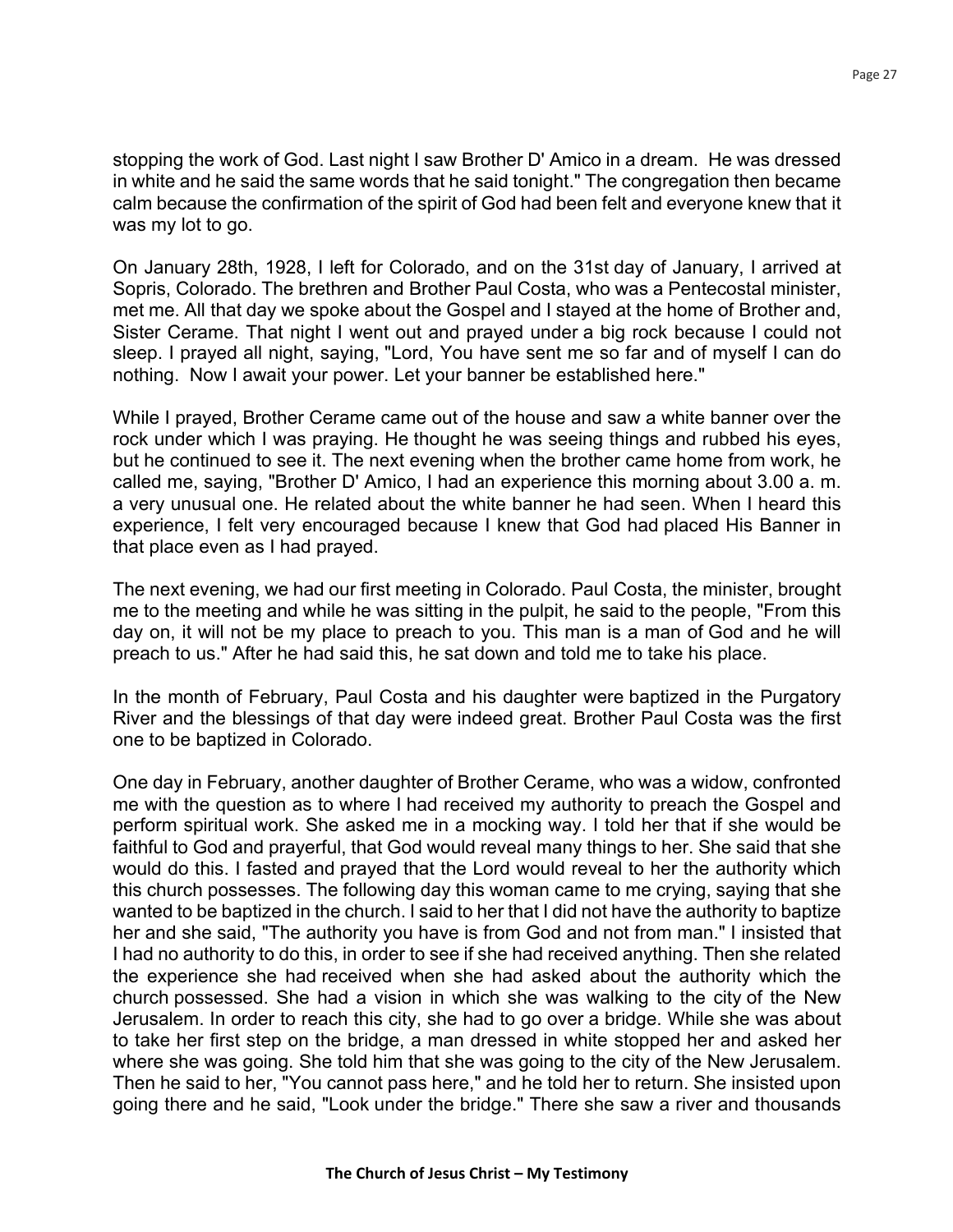stopping the work of God. Last night I saw Brother D' Amico in a dream. He was dressed in white and he said the same words that he said tonight." The congregation then became calm because the confirmation of the spirit of God had been felt and everyone knew that it was my lot to go.

On January 28th, 1928, I left for Colorado, and on the 31st day of January, I arrived at Sopris, Colorado. The brethren and Brother Paul Costa, who was a Pentecostal minister, met me. All that day we spoke about the Gospel and I stayed at the home of Brother and, Sister Cerame. That night I went out and prayed under a big rock because I could not sleep. I prayed all night, saying, "Lord, You have sent me so far and of myself I can do nothing. Now I await your power. Let your banner be established here."

While I prayed, Brother Cerame came out of the house and saw a white banner over the rock under which I was praying. He thought he was seeing things and rubbed his eyes, but he continued to see it. The next evening when the brother came home from work, he called me, saying, "Brother D' Amico, I had an experience this morning about 3.00 a. m. a very unusual one. He related about the white banner he had seen. When I heard this experience, I felt very encouraged because I knew that God had placed His Banner in that place even as I had prayed.

The next evening, we had our first meeting in Colorado. Paul Costa, the minister, brought me to the meeting and while he was sitting in the pulpit, he said to the people, "From this day on, it will not be my place to preach to you. This man is a man of God and he will preach to us." After he had said this, he sat down and told me to take his place.

In the month of February, Paul Costa and his daughter were baptized in the Purgatory River and the blessings of that day were indeed great. Brother Paul Costa was the first one to be baptized in Colorado.

One day in February, another daughter of Brother Cerame, who was a widow, confronted me with the question as to where I had received my authority to preach the Gospel and perform spiritual work. She asked me in a mocking way. I told her that if she would be faithful to God and prayerful, that God would reveal many things to her. She said that she would do this. I fasted and prayed that the Lord would reveal to her the authority which this church possesses. The following day this woman came to me crying, saying that she wanted to be baptized in the church. I said to her that I did not have the authority to baptize her and she said, "The authority you have is from God and not from man." I insisted that I had no authority to do this, in order to see if she had received anything. Then she related the experience she had received when she had asked about the authority which the church possessed. She had a vision in which she was walking to the city of the New Jerusalem. In order to reach this city, she had to go over a bridge. While she was about to take her first step on the bridge, a man dressed in white stopped her and asked her where she was going. She told him that she was going to the city of the New Jerusalem. Then he said to her, "You cannot pass here," and he told her to return. She insisted upon going there and he said, "Look under the bridge." There she saw a river and thousands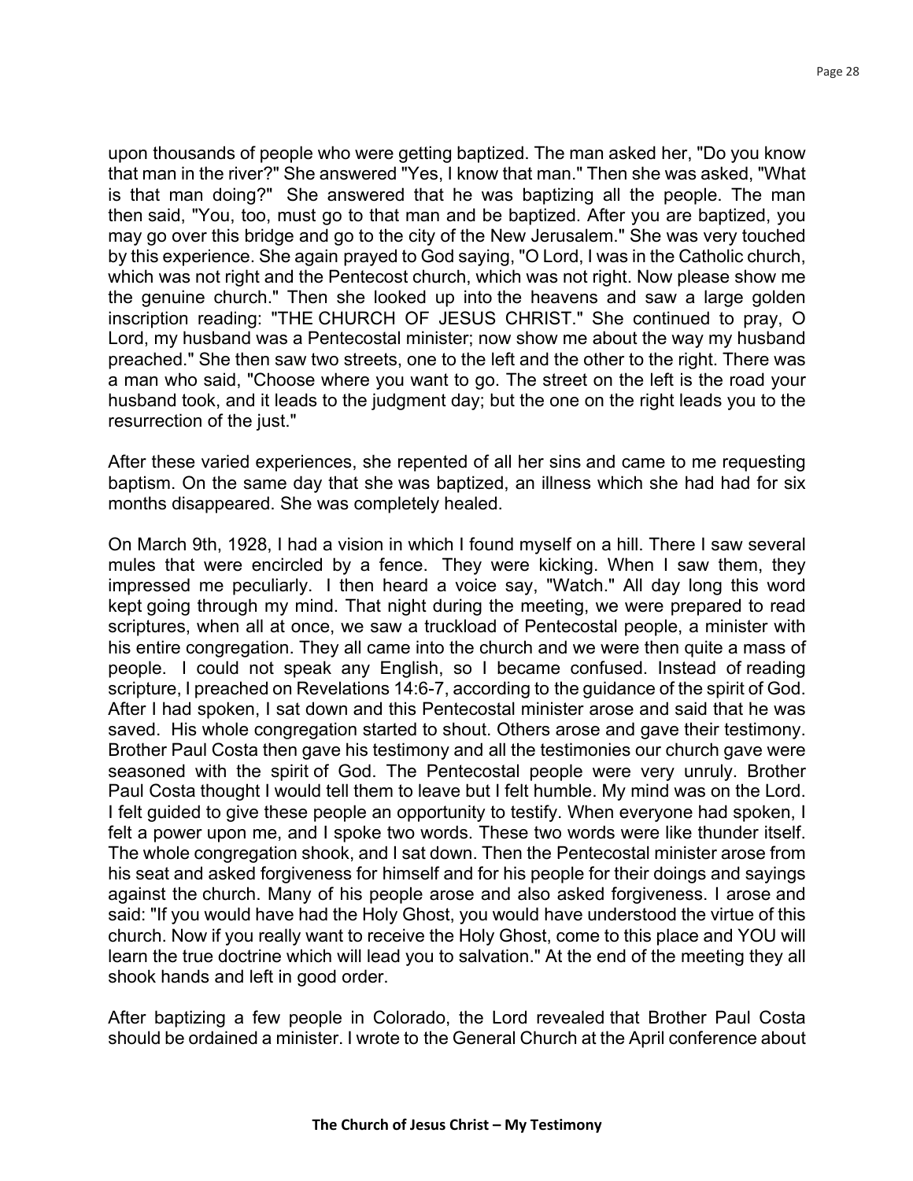upon thousands of people who were getting baptized. The man asked her, "Do you know that man in the river?" She answered "Yes, I know that man." Then she was asked, "What is that man doing?" She answered that he was baptizing all the people. The man then said, "You, too, must go to that man and be baptized. After you are baptized, you may go over this bridge and go to the city of the New Jerusalem." She was very touched by this experience. She again prayed to God saying, "O Lord, I was in the Catholic church, which was not right and the Pentecost church, which was not right. Now please show me the genuine church." Then she looked up into the heavens and saw a large golden inscription reading: "THE CHURCH OF JESUS CHRIST." She continued to pray, O Lord, my husband was a Pentecostal minister; now show me about the way my husband preached." She then saw two streets, one to the left and the other to the right. There was a man who said, "Choose where you want to go. The street on the left is the road your husband took, and it leads to the judgment day; but the one on the right leads you to the resurrection of the just."

After these varied experiences, she repented of all her sins and came to me requesting baptism. On the same day that she was baptized, an illness which she had had for six months disappeared. She was completely healed.

On March 9th, 1928, I had a vision in which I found myself on a hill. There I saw several mules that were encircled by a fence. They were kicking. When I saw them, they impressed me peculiarly. I then heard a voice say, "Watch." All day long this word kept going through my mind. That night during the meeting, we were prepared to read scriptures, when all at once, we saw a truckload of Pentecostal people, a minister with his entire congregation. They all came into the church and we were then quite a mass of people. I could not speak any English, so I became confused. Instead of reading scripture, I preached on Revelations 14:6-7, according to the guidance of the spirit of God. After I had spoken, I sat down and this Pentecostal minister arose and said that he was saved. His whole congregation started to shout. Others arose and gave their testimony. Brother Paul Costa then gave his testimony and all the testimonies our church gave were seasoned with the spirit of God. The Pentecostal people were very unruly. Brother Paul Costa thought I would tell them to leave but I felt humble. My mind was on the Lord. I felt guided to give these people an opportunity to testify. When everyone had spoken, I felt a power upon me, and I spoke two words. These two words were like thunder itself. The whole congregation shook, and I sat down. Then the Pentecostal minister arose from his seat and asked forgiveness for himself and for his people for their doings and sayings against the church. Many of his people arose and also asked forgiveness. I arose and said: "If you would have had the Holy Ghost, you would have understood the virtue of this church. Now if you really want to receive the Holy Ghost, come to this place and YOU will learn the true doctrine which will lead you to salvation." At the end of the meeting they all shook hands and left in good order.

After baptizing a few people in Colorado, the Lord revealed that Brother Paul Costa should be ordained a minister. I wrote to the General Church at the April conference about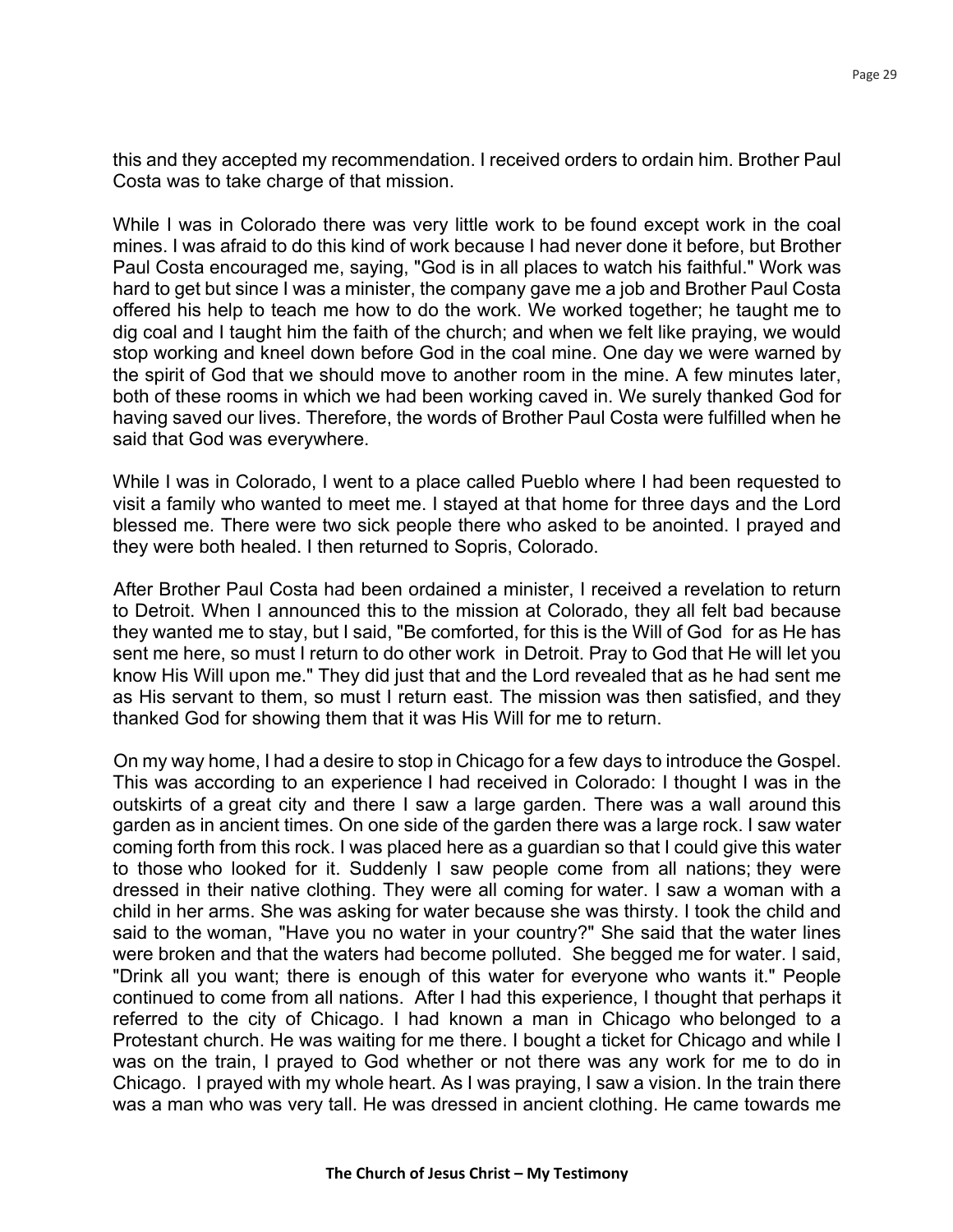this and they accepted my recommendation. I received orders to ordain him. Brother Paul Costa was to take charge of that mission.

While I was in Colorado there was very little work to be found except work in the coal mines. I was afraid to do this kind of work because I had never done it before, but Brother Paul Costa encouraged me, saying, "God is in all places to watch his faithful." Work was hard to get but since I was a minister, the company gave me a job and Brother Paul Costa offered his help to teach me how to do the work. We worked together; he taught me to dig coal and I taught him the faith of the church; and when we felt like praying, we would stop working and kneel down before God in the coal mine. One day we were warned by the spirit of God that we should move to another room in the mine. A few minutes later, both of these rooms in which we had been working caved in. We surely thanked God for having saved our lives. Therefore, the words of Brother Paul Costa were fulfilled when he said that God was everywhere.

While I was in Colorado, I went to a place called Pueblo where I had been requested to visit a family who wanted to meet me. I stayed at that home for three days and the Lord blessed me. There were two sick people there who asked to be anointed. I prayed and they were both healed. I then returned to Sopris, Colorado.

After Brother Paul Costa had been ordained a minister, I received a revelation to return to Detroit. When I announced this to the mission at Colorado, they all felt bad because they wanted me to stay, but I said, "Be comforted, for this is the Will of God for as He has sent me here, so must I return to do other work in Detroit. Pray to God that He will let you know His Will upon me." They did just that and the Lord revealed that as he had sent me as His servant to them, so must I return east. The mission was then satisfied, and they thanked God for showing them that it was His Will for me to return.

On my way home, I had a desire to stop in Chicago for a few days to introduce the Gospel. This was according to an experience I had received in Colorado: I thought I was in the outskirts of a great city and there I saw a large garden. There was a wall around this garden as in ancient times. On one side of the garden there was a large rock. I saw water coming forth from this rock. I was placed here as a guardian so that I could give this water to those who looked for it. Suddenly I saw people come from all nations; they were dressed in their native clothing. They were all coming for water. I saw a woman with a child in her arms. She was asking for water because she was thirsty. I took the child and said to the woman, "Have you no water in your country?" She said that the water lines were broken and that the waters had become polluted. She begged me for water. I said, "Drink all you want; there is enough of this water for everyone who wants it." People continued to come from all nations. After I had this experience, I thought that perhaps it referred to the city of Chicago. I had known a man in Chicago who belonged to a Protestant church. He was waiting for me there. I bought a ticket for Chicago and while I was on the train, I prayed to God whether or not there was any work for me to do in Chicago. I prayed with my whole heart. As I was praying, I saw a vision. In the train there was a man who was very tall. He was dressed in ancient clothing. He came towards me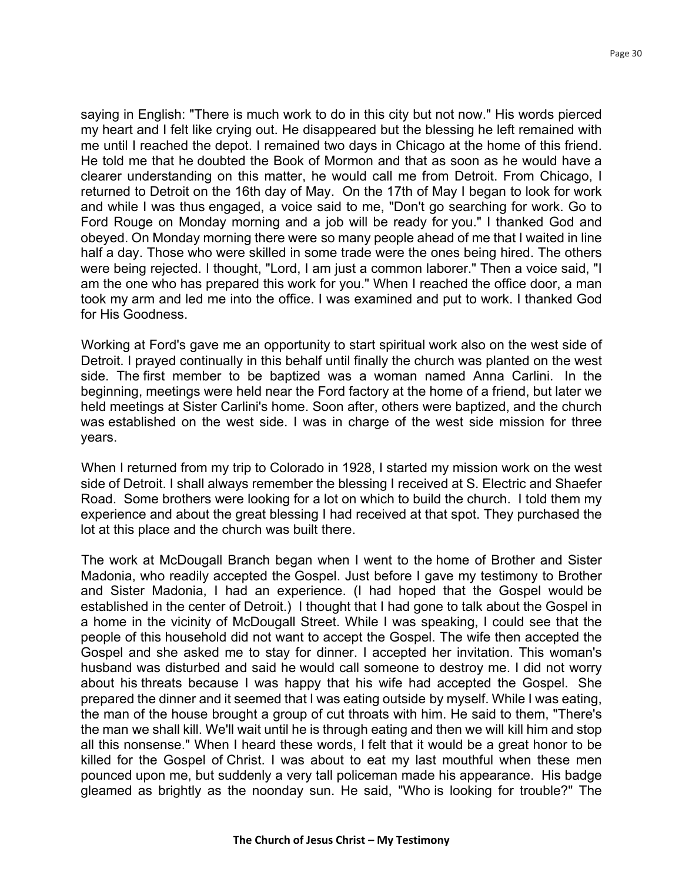saying in English: "There is much work to do in this city but not now." His words pierced my heart and I felt like crying out. He disappeared but the blessing he left remained with me until I reached the depot. I remained two days in Chicago at the home of this friend. He told me that he doubted the Book of Mormon and that as soon as he would have a clearer understanding on this matter, he would call me from Detroit. From Chicago, I returned to Detroit on the 16th day of May. On the 17th of May I began to look for work and while I was thus engaged, a voice said to me, "Don't go searching for work. Go to Ford Rouge on Monday morning and a job will be ready for you." I thanked God and obeyed. On Monday morning there were so many people ahead of me that I waited in line half a day. Those who were skilled in some trade were the ones being hired. The others were being rejected. I thought, "Lord, I am just a common laborer." Then a voice said, "I am the one who has prepared this work for you." When I reached the office door, a man took my arm and led me into the office. I was examined and put to work. I thanked God for His Goodness.

Working at Ford's gave me an opportunity to start spiritual work also on the west side of Detroit. I prayed continually in this behalf until finally the church was planted on the west side. The first member to be baptized was a woman named Anna Carlini. In the beginning, meetings were held near the Ford factory at the home of a friend, but later we held meetings at Sister Carlini's home. Soon after, others were baptized, and the church was established on the west side. I was in charge of the west side mission for three years.

When I returned from my trip to Colorado in 1928, I started my mission work on the west side of Detroit. I shall always remember the blessing I received at S. Electric and Shaefer Road. Some brothers were looking for a lot on which to build the church. I told them my experience and about the great blessing I had received at that spot. They purchased the lot at this place and the church was built there.

The work at McDougall Branch began when I went to the home of Brother and Sister Madonia, who readily accepted the Gospel. Just before I gave my testimony to Brother and Sister Madonia, I had an experience. (I had hoped that the Gospel would be established in the center of Detroit.) I thought that I had gone to talk about the Gospel in a home in the vicinity of McDougall Street. While I was speaking, I could see that the people of this household did not want to accept the Gospel. The wife then accepted the Gospel and she asked me to stay for dinner. I accepted her invitation. This woman's husband was disturbed and said he would call someone to destroy me. I did not worry about his threats because I was happy that his wife had accepted the Gospel. She prepared the dinner and it seemed that I was eating outside by myself. While I was eating, the man of the house brought a group of cut throats with him. He said to them, "There's the man we shall kill. We'll wait until he is through eating and then we will kill him and stop all this nonsense." When I heard these words, I felt that it would be a great honor to be killed for the Gospel of Christ. I was about to eat my last mouthful when these men pounced upon me, but suddenly a very tall policeman made his appearance. His badge gleamed as brightly as the noonday sun. He said, "Who is looking for trouble?" The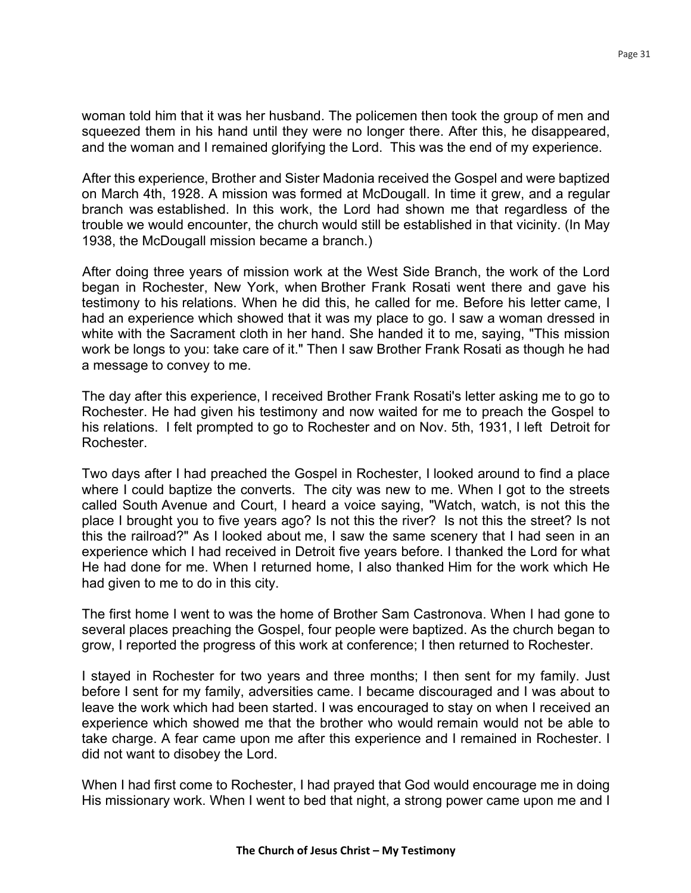woman told him that it was her husband. The policemen then took the group of men and squeezed them in his hand until they were no longer there. After this, he disappeared, and the woman and I remained glorifying the Lord. This was the end of my experience.

After this experience, Brother and Sister Madonia received the Gospel and were baptized on March 4th, 1928. A mission was formed at McDougall. In time it grew, and a regular branch was established. In this work, the Lord had shown me that regardless of the trouble we would encounter, the church would still be established in that vicinity. (In May 1938, the McDougall mission became a branch.)

After doing three years of mission work at the West Side Branch, the work of the Lord began in Rochester, New York, when Brother Frank Rosati went there and gave his testimony to his relations. When he did this, he called for me. Before his letter came, I had an experience which showed that it was my place to go. I saw a woman dressed in white with the Sacrament cloth in her hand. She handed it to me, saying, "This mission work be longs to you: take care of it." Then I saw Brother Frank Rosati as though he had a message to convey to me.

The day after this experience, I received Brother Frank Rosati's letter asking me to go to Rochester. He had given his testimony and now waited for me to preach the Gospel to his relations. I felt prompted to go to Rochester and on Nov. 5th, 1931, I left Detroit for Rochester.

Two days after I had preached the Gospel in Rochester, I looked around to find a place where I could baptize the converts. The city was new to me. When I got to the streets called South Avenue and Court, I heard a voice saying, "Watch, watch, is not this the place I brought you to five years ago? Is not this the river? Is not this the street? Is not this the railroad?" As I looked about me, I saw the same scenery that I had seen in an experience which I had received in Detroit five years before. I thanked the Lord for what He had done for me. When I returned home, I also thanked Him for the work which He had given to me to do in this city.

The first home I went to was the home of Brother Sam Castronova. When I had gone to several places preaching the Gospel, four people were baptized. As the church began to grow, I reported the progress of this work at conference; I then returned to Rochester.

I stayed in Rochester for two years and three months; I then sent for my family. Just before I sent for my family, adversities came. I became discouraged and I was about to leave the work which had been started. I was encouraged to stay on when I received an experience which showed me that the brother who would remain would not be able to take charge. A fear came upon me after this experience and I remained in Rochester. I did not want to disobey the Lord.

When I had first come to Rochester, I had prayed that God would encourage me in doing His missionary work. When I went to bed that night, a strong power came upon me and I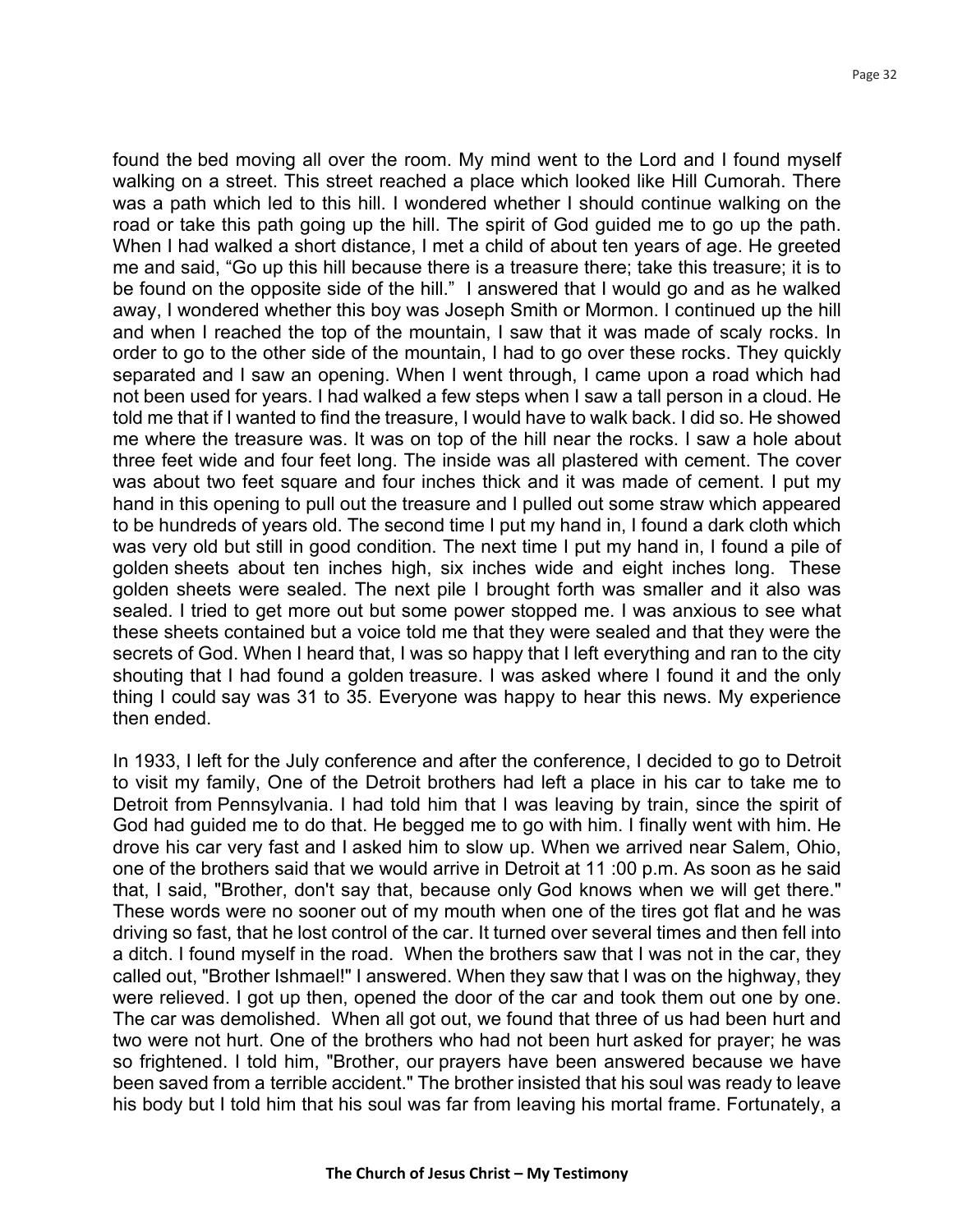found the bed moving all over the room. My mind went to the Lord and I found myself walking on a street. This street reached a place which looked like Hill Cumorah. There was a path which led to this hill. I wondered whether I should continue walking on the road or take this path going up the hill. The spirit of God guided me to go up the path. When I had walked a short distance, I met a child of about ten years of age. He greeted me and said, "Go up this hill because there is a treasure there; take this treasure; it is to be found on the opposite side of the hill." I answered that I would go and as he walked away, I wondered whether this boy was Joseph Smith or Mormon. I continued up the hill and when I reached the top of the mountain, I saw that it was made of scaly rocks. In order to go to the other side of the mountain, I had to go over these rocks. They quickly separated and I saw an opening. When I went through, I came upon a road which had not been used for years. I had walked a few steps when I saw a tall person in a cloud. He told me that if I wanted to find the treasure, I would have to walk back. I did so. He showed me where the treasure was. It was on top of the hill near the rocks. I saw a hole about three feet wide and four feet long. The inside was all plastered with cement. The cover was about two feet square and four inches thick and it was made of cement. I put my hand in this opening to pull out the treasure and I pulled out some straw which appeared to be hundreds of years old. The second time I put my hand in, I found a dark cloth which was very old but still in good condition. The next time I put my hand in, I found a pile of golden sheets about ten inches high, six inches wide and eight inches long. These golden sheets were sealed. The next pile I brought forth was smaller and it also was sealed. I tried to get more out but some power stopped me. I was anxious to see what these sheets contained but a voice told me that they were sealed and that they were the secrets of God. When I heard that, I was so happy that I left everything and ran to the city shouting that I had found a golden treasure. I was asked where I found it and the only thing I could say was 31 to 35. Everyone was happy to hear this news. My experience then ended.

In 1933, I left for the July conference and after the conference, I decided to go to Detroit to visit my family, One of the Detroit brothers had left a place in his car to take me to Detroit from Pennsylvania. I had told him that I was leaving by train, since the spirit of God had guided me to do that. He begged me to go with him. I finally went with him. He drove his car very fast and I asked him to slow up. When we arrived near Salem, Ohio, one of the brothers said that we would arrive in Detroit at 11 :00 p.m. As soon as he said that, I said, "Brother, don't say that, because only God knows when we will get there." These words were no sooner out of my mouth when one of the tires got flat and he was driving so fast, that he lost control of the car. It turned over several times and then fell into a ditch. I found myself in the road. When the brothers saw that I was not in the car, they called out, "Brother Ishmael!" I answered. When they saw that I was on the highway, they were relieved. I got up then, opened the door of the car and took them out one by one. The car was demolished. When all got out, we found that three of us had been hurt and two were not hurt. One of the brothers who had not been hurt asked for prayer; he was so frightened. I told him, "Brother, our prayers have been answered because we have been saved from a terrible accident." The brother insisted that his soul was ready to leave his body but I told him that his soul was far from leaving his mortal frame. Fortunately, a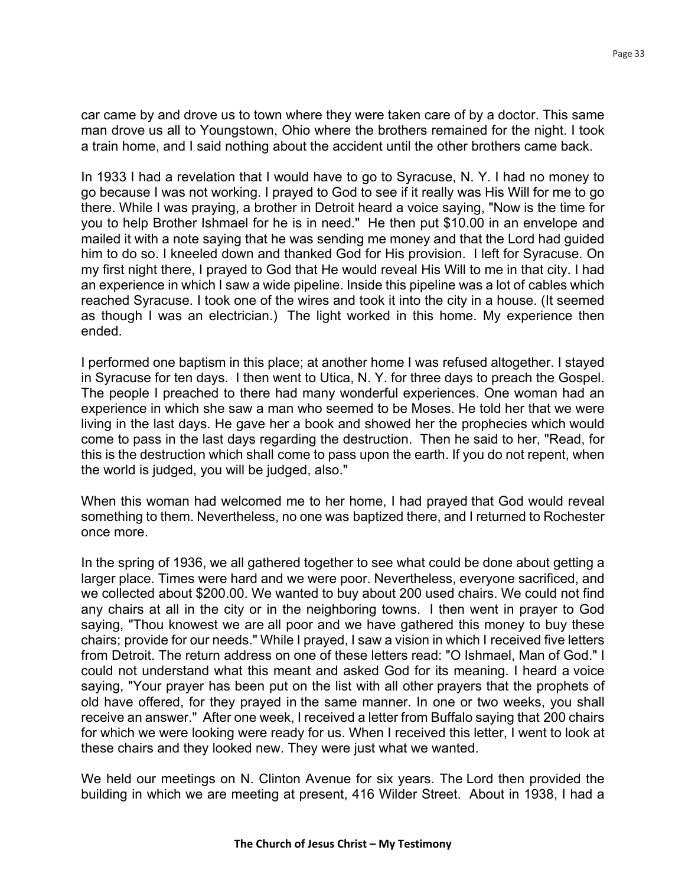car came by and drove us to town where they were taken care of by a doctor. This same man drove us all to Youngstown, Ohio where the brothers remained for the night. I took a train home, and I said nothing about the accident until the other brothers came back.

In 1933 I had a revelation that I would have to go to Syracuse, N. Y. I had no money to go because I was not working. I prayed to God to see if it really was His Will for me to go there. While I was praying, a brother in Detroit heard a voice saying, "Now is the time for you to help Brother Ishmael for he is in need." He then put $10.00 in an envelope and mailed it with a note saying that he was sending me money and that the Lord had guided him to do so. I kneeled down and thanked God for His provision. I left for Syracuse. On my first night there, I prayed to God that He would reveal His Will to me in that city. I had an experience in which I saw a wide pipeline. Inside this pipeline was a lot of cables which reached Syracuse. I took one of the wires and took it into the city in a house. (It seemed as though I was an electrician.) The light worked in this home. My experience then ended.

I performed one baptism in this place; at another home I was refused altogether. I stayed in Syracuse for ten days. I then went to Utica, N. Y. for three days to preach the Gospel. The people I preached to there had many wonderful experiences. One woman had an experience in which she saw a man who seemed to be Moses. He told her that we were living in the last days. He gave her a book and showed her the prophecies which would come to pass in the last days regarding the destruction. Then he said to her, "Read, for this is the destruction which shall come to pass upon the earth. If you do not repent, when the world is judged, you will be judged, also."

When this woman had welcomed me to her home, I had prayed that God would reveal something to them. Nevertheless, no one was baptized there, and I returned to Rochester once more.

In the spring of 1936, we all gathered together to see what could be done about getting a larger place. Times were hard and we were poor. Nevertheless, everyone sacrificed, and we collected about $200.00. We wanted to buy about 200 used chairs. We could not find any chairs at all in the city or in the neighboring towns. I then went in prayer to God saying, "Thou knowest we are all poor and we have gathered this money to buy these chairs; provide for our needs." While I prayed, I saw a vision in which I received five letters from Detroit. The return address on one of these letters read: "O Ishmael, Man of God." I could not understand what this meant and asked God for its meaning. I heard a voice saying, "Your prayer has been put on the list with all other prayers that the prophets of old have offered, for they prayed in the same manner. In one or two weeks, you shall receive an answer." After one week, I received a letter from Buffalo saying that 200 chairs for which we were looking were ready for us. When I received this letter, I went to look at these chairs and they looked new. They were just what we wanted.

We held our meetings on N. Clinton Avenue for six years. The Lord then provided the building in which we are meeting at present, 416 Wilder Street. About in 1938, I had a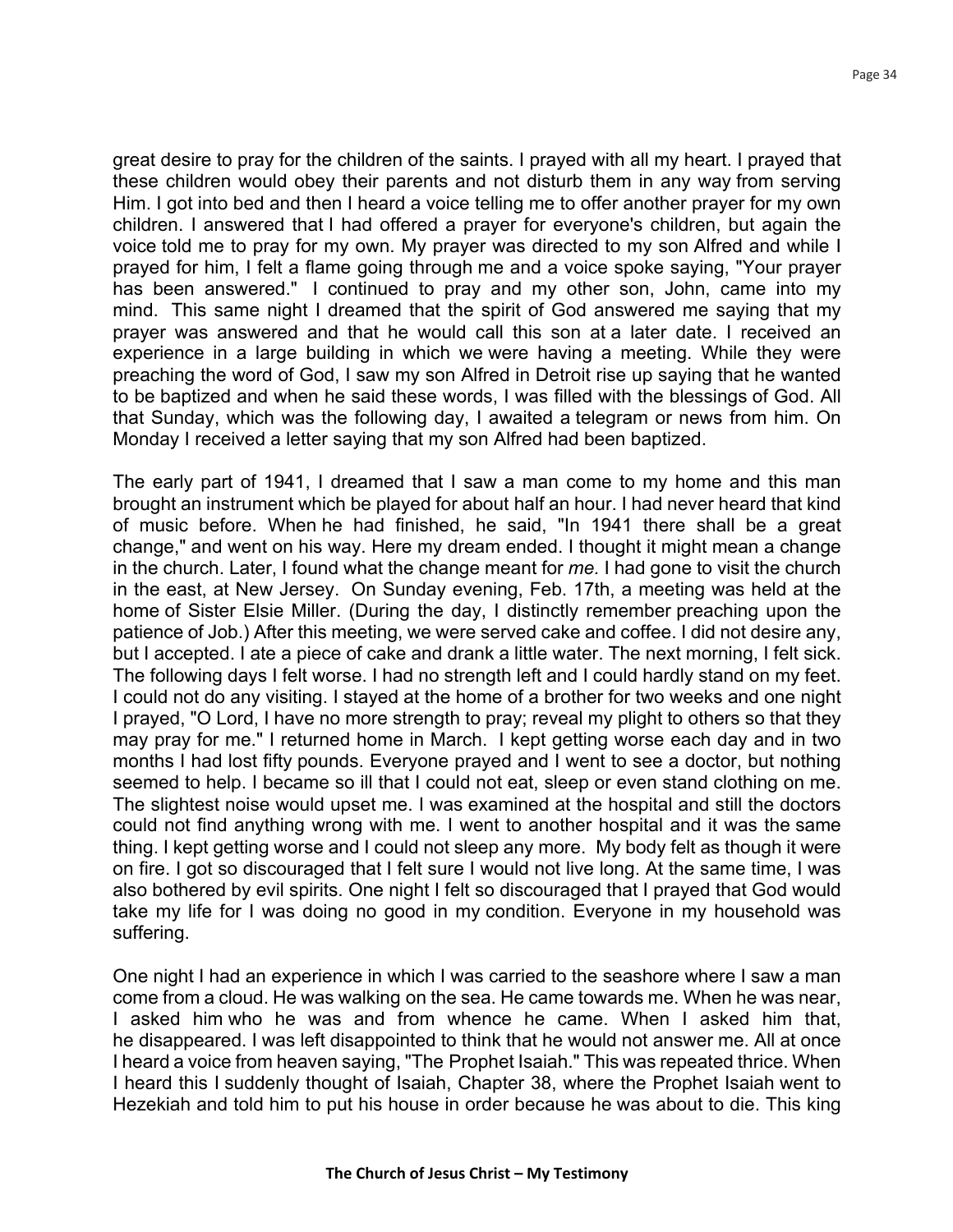great desire to pray for the children of the saints. I prayed with all my heart. I prayed that these children would obey their parents and not disturb them in any way from serving Him. I got into bed and then I heard a voice telling me to offer another prayer for my own children. I answered that I had offered a prayer for everyone's children, but again the voice told me to pray for my own. My prayer was directed to my son Alfred and while I prayed for him, I felt a flame going through me and a voice spoke saying, "Your prayer has been answered." I continued to pray and my other son, John, came into my mind. This same night I dreamed that the spirit of God answered me saying that my prayer was answered and that he would call this son at a later date. I received an experience in a large building in which we were having a meeting. While they were preaching the word of God, I saw my son Alfred in Detroit rise up saying that he wanted to be baptized and when he said these words, I was filled with the blessings of God. All that Sunday, which was the following day, I awaited a telegram or news from him. On Monday I received a letter saying that my son Alfred had been baptized.

The early part of 1941, I dreamed that I saw a man come to my home and this man brought an instrument which be played for about half an hour. I had never heard that kind of music before. When he had finished, he said, "In 1941 there shall be a great change," and went on his way. Here my dream ended. I thought it might mean a change in the church. Later, I found what the change meant for *me.* I had gone to visit the church in the east, at New Jersey. On Sunday evening, Feb. 17th, a meeting was held at the home of Sister Elsie Miller. (During the day, I distinctly remember preaching upon the patience of Job.) After this meeting, we were served cake and coffee. I did not desire any, but I accepted. I ate a piece of cake and drank a little water. The next morning, I felt sick. The following days I felt worse. I had no strength left and I could hardly stand on my feet. I could not do any visiting. I stayed at the home of a brother for two weeks and one night I prayed, "O Lord, I have no more strength to pray; reveal my plight to others so that they may pray for me." I returned home in March. I kept getting worse each day and in two months I had lost fifty pounds. Everyone prayed and I went to see a doctor, but nothing seemed to help. I became so ill that I could not eat, sleep or even stand clothing on me. The slightest noise would upset me. I was examined at the hospital and still the doctors could not find anything wrong with me. I went to another hospital and it was the same thing. I kept getting worse and I could not sleep any more. My body felt as though it were on fire. I got so discouraged that I felt sure I would not live long. At the same time, I was also bothered by evil spirits. One night I felt so discouraged that I prayed that God would take my life for I was doing no good in my condition. Everyone in my household was suffering.

One night I had an experience in which I was carried to the seashore where I saw a man come from a cloud. He was walking on the sea. He came towards me. When he was near, I asked him who he was and from whence he came. When I asked him that, he disappeared. I was left disappointed to think that he would not answer me. All at once I heard a voice from heaven saying, "The Prophet Isaiah." This was repeated thrice. When I heard this I suddenly thought of Isaiah, Chapter 38, where the Prophet Isaiah went to Hezekiah and told him to put his house in order because he was about to die. This king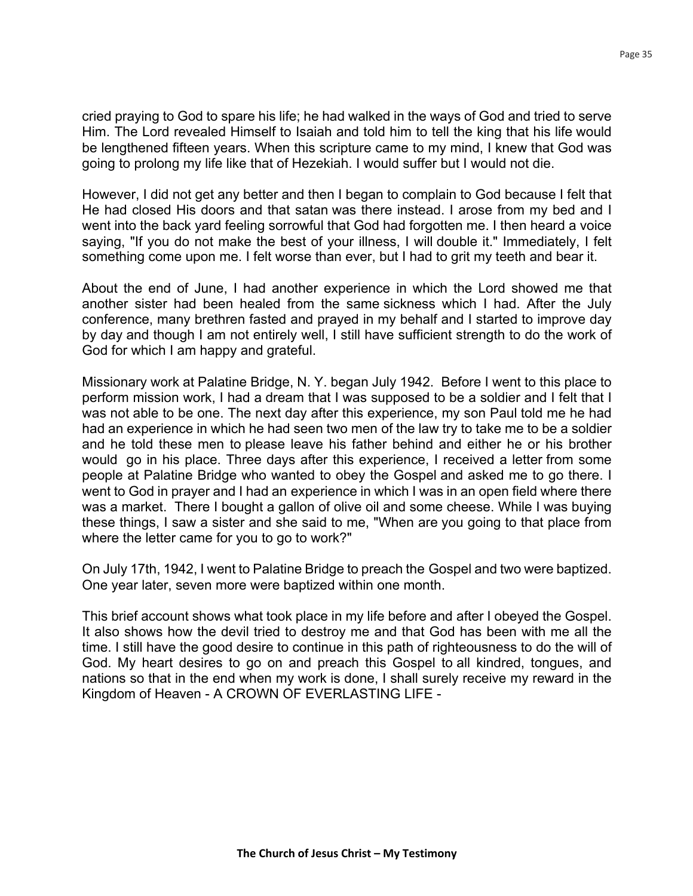cried praying to God to spare his life; he had walked in the ways of God and tried to serve Him. The Lord revealed Himself to Isaiah and told him to tell the king that his life would be lengthened fifteen years. When this scripture came to my mind, I knew that God was going to prolong my life like that of Hezekiah. I would suffer but I would not die.

However, I did not get any better and then I began to complain to God because I felt that He had closed His doors and that satan was there instead. I arose from my bed and I went into the back yard feeling sorrowful that God had forgotten me. I then heard a voice saying, "If you do not make the best of your illness, I will double it." Immediately, I felt something come upon me. I felt worse than ever, but I had to grit my teeth and bear it.

About the end of June, I had another experience in which the Lord showed me that another sister had been healed from the same sickness which I had. After the July conference, many brethren fasted and prayed in my behalf and I started to improve day by day and though I am not entirely well, I still have sufficient strength to do the work of God for which I am happy and grateful.

Missionary work at Palatine Bridge, N. Y. began July 1942. Before I went to this place to perform mission work, I had a dream that I was supposed to be a soldier and I felt that I was not able to be one. The next day after this experience, my son Paul told me he had had an experience in which he had seen two men of the law try to take me to be a soldier and he told these men to please leave his father behind and either he or his brother would go in his place. Three days after this experience, I received a letter from some people at Palatine Bridge who wanted to obey the Gospel and asked me to go there. I went to God in prayer and I had an experience in which I was in an open field where there was a market. There I bought a gallon of olive oil and some cheese. While I was buying these things, I saw a sister and she said to me, "When are you going to that place from where the letter came for you to go to work?"

On July 17th, 1942, I went to Palatine Bridge to preach the Gospel and two were baptized. One year later, seven more were baptized within one month.

This brief account shows what took place in my life before and after I obeyed the Gospel. It also shows how the devil tried to destroy me and that God has been with me all the time. I still have the good desire to continue in this path of righteousness to do the will of God. My heart desires to go on and preach this Gospel to all kindred, tongues, and nations so that in the end when my work is done, I shall surely receive my reward in the Kingdom of Heaven - A CROWN OF EVERLASTING LIFE -